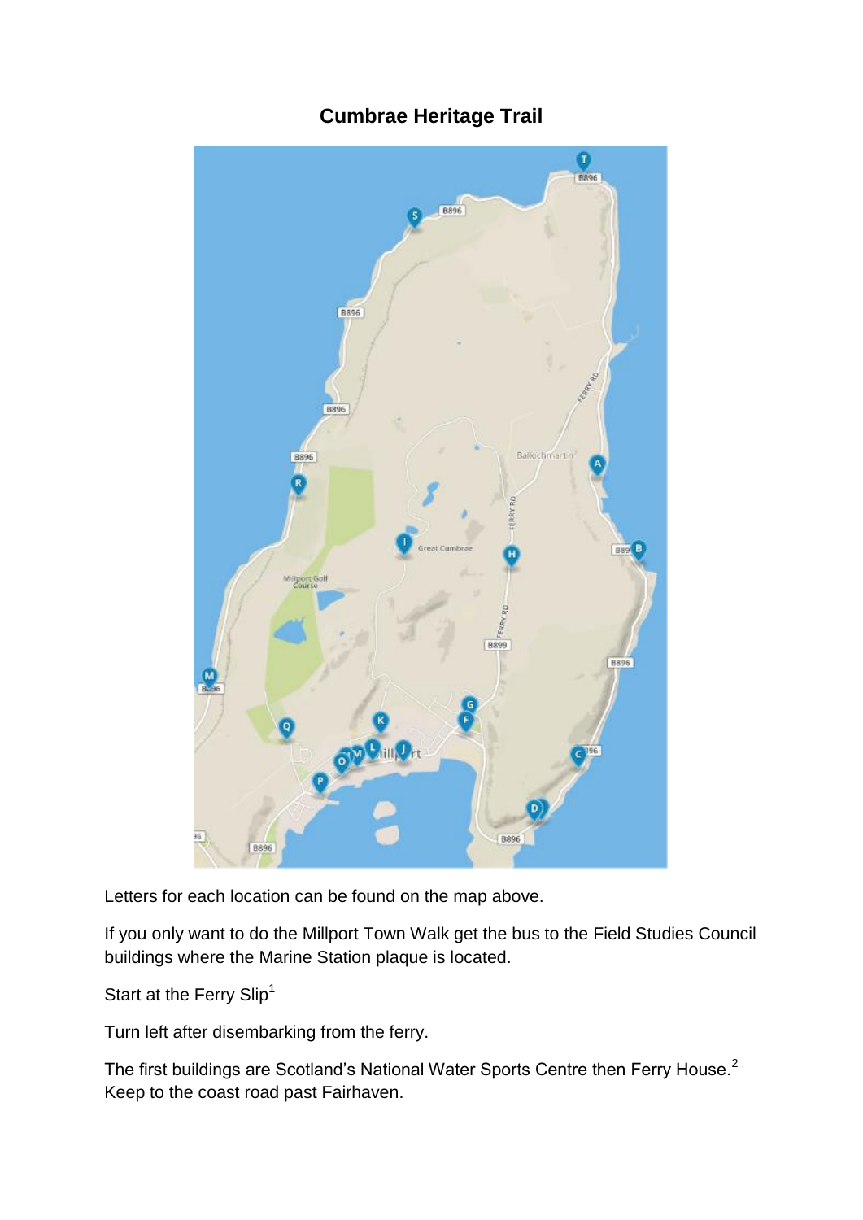# Cumbrae Heritage Trail

Letters for each location can be found on the map above.

If you only want to do the Millport Town Walk get the bus to the Field Studies Council buildings where the Marine Station plaque is located.

Start at the Ferry Slip[1]

Turn left after disembarking from the ferry.

The first buildings are Scotland's National Water Sports Centre then Ferry House.[2] Keep to the coast road past Fairhaven.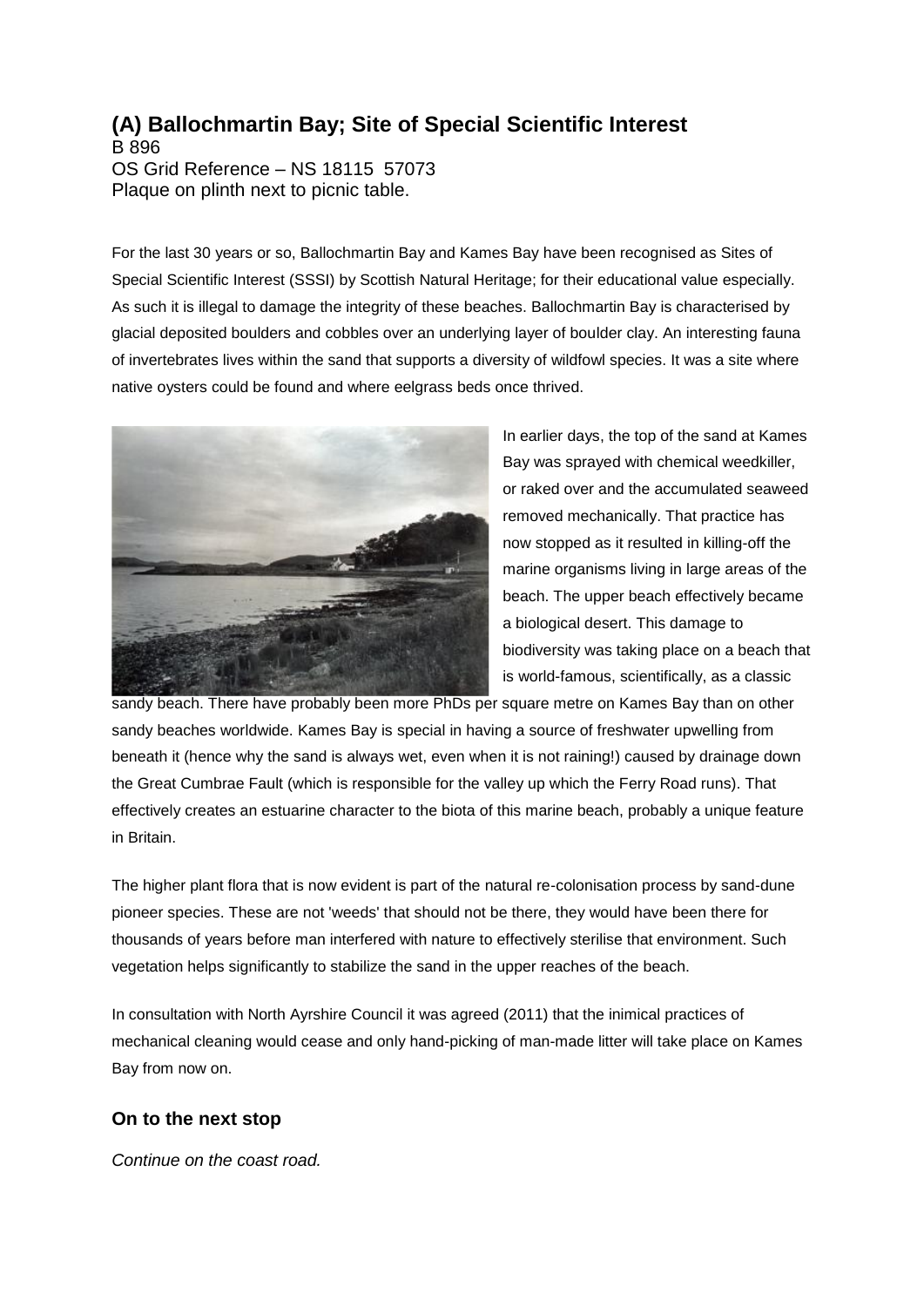## (A) Ballochmartin Bay; Site of Special Scientific Interest

B 896
OS Grid Reference – NS 18115 57073
Plaque on plinth next to picnic table.

For the last 30 years or so, Ballochmartin Bay and Kames Bay have been recognised as Sites of Special Scientific Interest (SSSI) by Scottish Natural Heritage; for their educational value especially. As such it is illegal to damage the integrity of these beaches. Ballochmartin Bay is characterised by glacial deposited boulders and cobbles over an underlying layer of boulder clay. An interesting fauna of invertebrates lives within the sand that supports a diversity of wildfowl species. It was a site where native oysters could be found and where eelgrass beds once thrived.

In earlier days, the top of the sand at Kames Bay was sprayed with chemical weedkiller, or raked over and the accumulated seaweed removed mechanically. That practice has now stopped as it resulted in killing-off the marine organisms living in large areas of the beach. The upper beach effectively became a biological desert. This damage to biodiversity was taking place on a beach that is world-famous, scientifically, as a classic sandy beach. There have probably been more PhDs per square metre on Kames Bay than on other sandy beaches worldwide. Kames Bay is special in having a source of freshwater upwelling from beneath it (hence why the sand is always wet, even when it is not raining!) caused by drainage down the Great Cumbrae Fault (which is responsible for the valley up which the Ferry Road runs). That effectively creates an estuarine character to the biota of this marine beach, probably a unique feature in Britain.

The higher plant flora that is now evident is part of the natural re-colonisation process by sand-dune pioneer species. These are not 'weeds' that should not be there, they would have been there for thousands of years before man interfered with nature to effectively sterilise that environment. Such vegetation helps significantly to stabilize the sand in the upper reaches of the beach.

In consultation with North Ayrshire Council it was agreed (2011) that the inimical practices of mechanical cleaning would cease and only hand-picking of man-made litter will take place on Kames Bay from now on.

### On to the next stop

*Continue on the coast road.*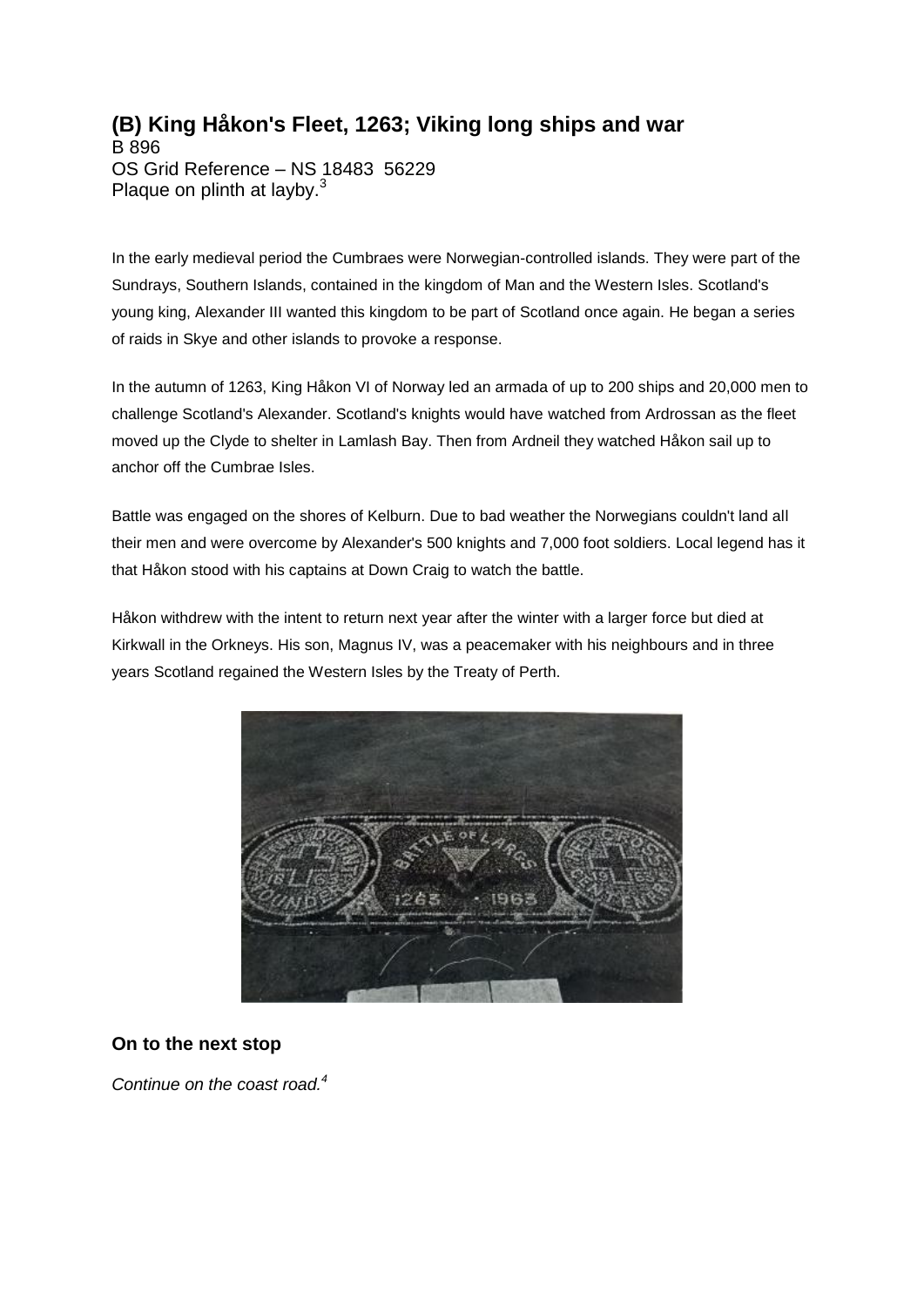## (B) King Håkon's Fleet, 1263; Viking long ships and war

B 896
OS Grid Reference – NS 18483 56229
Plaque on plinth at layby.[3]

In the early medieval period the Cumbraes were Norwegian-controlled islands. They were part of the Sundrays, Southern Islands, contained in the kingdom of Man and the Western Isles. Scotland's young king, Alexander III wanted this kingdom to be part of Scotland once again. He began a series of raids in Skye and other islands to provoke a response.

In the autumn of 1263, King Håkon VI of Norway led an armada of up to 200 ships and 20,000 men to challenge Scotland's Alexander. Scotland's knights would have watched from Ardrossan as the fleet moved up the Clyde to shelter in Lamlash Bay. Then from Ardneil they watched Håkon sail up to anchor off the Cumbrae Isles.

Battle was engaged on the shores of Kelburn. Due to bad weather the Norwegians couldn't land all their men and were overcome by Alexander's 500 knights and 7,000 foot soldiers. Local legend has it that Håkon stood with his captains at Down Craig to watch the battle.

Håkon withdrew with the intent to return next year after the winter with a larger force but died at Kirkwall in the Orkneys. His son, Magnus IV, was a peacemaker with his neighbours and in three years Scotland regained the Western Isles by the Treaty of Perth.

### On to the next stop

*Continue on the coast road.*[4]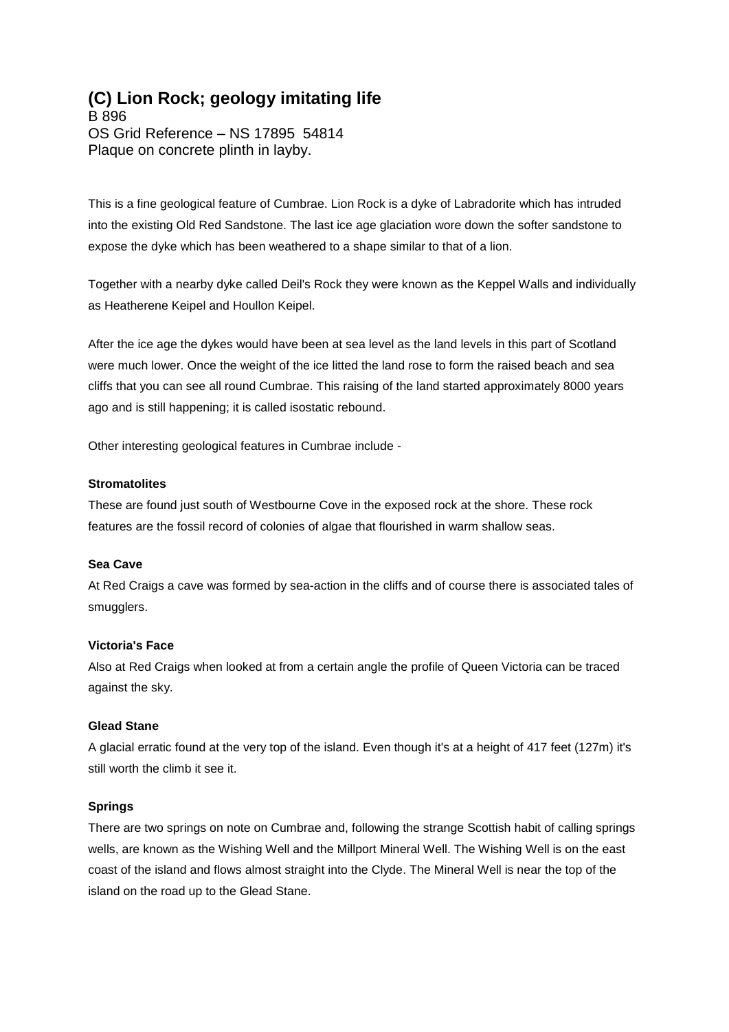# (C) Lion Rock; geology imitating life

B 896
OS Grid Reference – NS 17895 54814
Plaque on concrete plinth in layby.

This is a fine geological feature of Cumbrae. Lion Rock is a dyke of Labradorite which has intruded into the existing Old Red Sandstone. The last ice age glaciation wore down the softer sandstone to expose the dyke which has been weathered to a shape similar to that of a lion.

Together with a nearby dyke called Deil's Rock they were known as the Keppel Walls and individually as Heatherene Keipel and Houllon Keipel.

After the ice age the dykes would have been at sea level as the land levels in this part of Scotland were much lower. Once the weight of the ice litted the land rose to form the raised beach and sea cliffs that you can see all round Cumbrae. This raising of the land started approximately 8000 years ago and is still happening; it is called isostatic rebound.

Other interesting geological features in Cumbrae include -

**Stromatolites**
These are found just south of Westbourne Cove in the exposed rock at the shore. These rock features are the fossil record of colonies of algae that flourished in warm shallow seas.

**Sea Cave**
At Red Craigs a cave was formed by sea-action in the cliffs and of course there is associated tales of smugglers.

**Victoria's Face**
Also at Red Craigs when looked at from a certain angle the profile of Queen Victoria can be traced against the sky.

**Glead Stane**
A glacial erratic found at the very top of the island. Even though it's at a height of 417 feet (127m) it's still worth the climb it see it.

**Springs**
There are two springs on note on Cumbrae and, following the strange Scottish habit of calling springs wells, are known as the Wishing Well and the Millport Mineral Well. The Wishing Well is on the east coast of the island and flows almost straight into the Clyde. The Mineral Well is near the top of the island on the road up to the Glead Stane.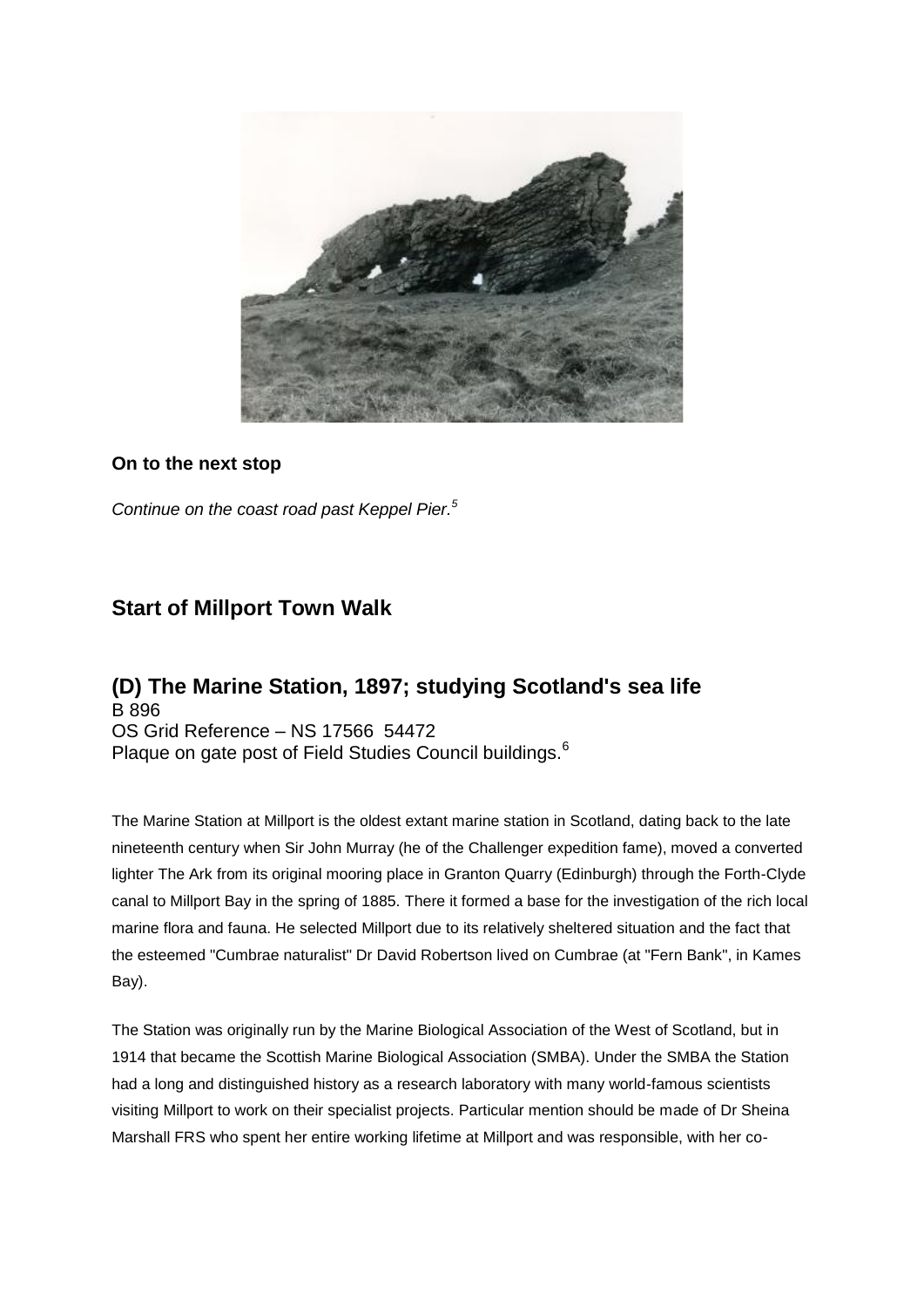**On to the next stop**

*Continue on the coast road past Keppel Pier.[5]*

## Start of Millport Town Walk

## (D) The Marine Station, 1897; studying Scotland's sea life

B 896
OS Grid Reference – NS 17566 54472
Plaque on gate post of Field Studies Council buildings.[6]

The Marine Station at Millport is the oldest extant marine station in Scotland, dating back to the late nineteenth century when Sir John Murray (he of the Challenger expedition fame), moved a converted lighter The Ark from its original mooring place in Granton Quarry (Edinburgh) through the Forth-Clyde canal to Millport Bay in the spring of 1885. There it formed a base for the investigation of the rich local marine flora and fauna. He selected Millport due to its relatively sheltered situation and the fact that the esteemed "Cumbrae naturalist" Dr David Robertson lived on Cumbrae (at "Fern Bank", in Kames Bay).

The Station was originally run by the Marine Biological Association of the West of Scotland, but in 1914 that became the Scottish Marine Biological Association (SMBA). Under the SMBA the Station had a long and distinguished history as a research laboratory with many world-famous scientists visiting Millport to work on their specialist projects. Particular mention should be made of Dr Sheina Marshall FRS who spent her entire working lifetime at Millport and was responsible, with her co-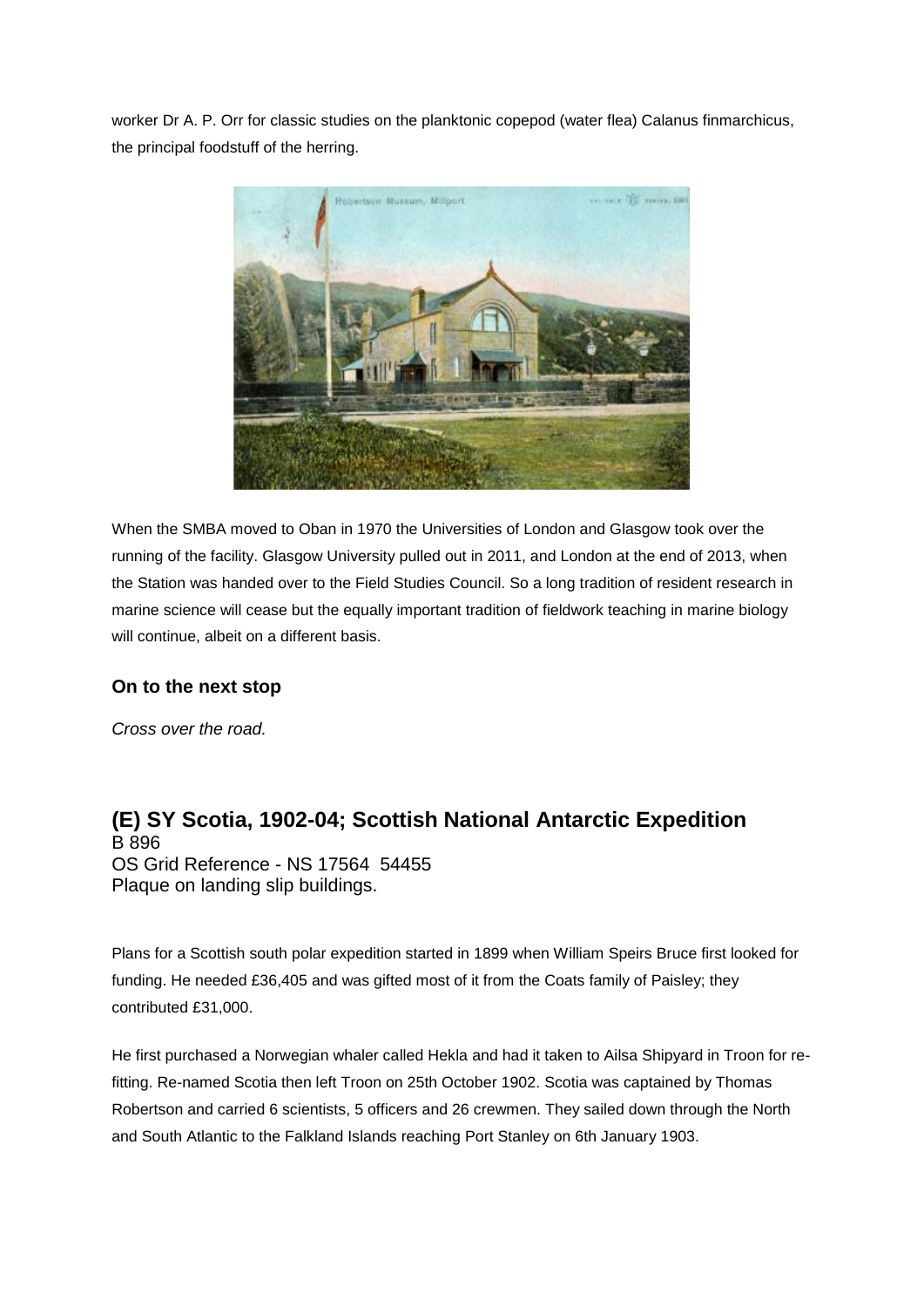worker Dr A. P. Orr for classic studies on the planktonic copepod (water flea) Calanus finmarchicus, the principal foodstuff of the herring.

When the SMBA moved to Oban in 1970 the Universities of London and Glasgow took over the running of the facility. Glasgow University pulled out in 2011, and London at the end of 2013, when the Station was handed over to the Field Studies Council. So a long tradition of resident research in marine science will cease but the equally important tradition of fieldwork teaching in marine biology will continue, albeit on a different basis.

### On to the next stop

*Cross over the road.*

## (E) SY Scotia, 1902-04; Scottish National Antarctic Expedition

B 896
OS Grid Reference - NS 17564 54455
Plaque on landing slip buildings.

Plans for a Scottish south polar expedition started in 1899 when William Speirs Bruce first looked for funding. He needed £36,405 and was gifted most of it from the Coats family of Paisley; they contributed £31,000.

He first purchased a Norwegian whaler called Hekla and had it taken to Ailsa Shipyard in Troon for re-fitting. Re-named Scotia then left Troon on 25th October 1902. Scotia was captained by Thomas Robertson and carried 6 scientists, 5 officers and 26 crewmen. They sailed down through the North and South Atlantic to the Falkland Islands reaching Port Stanley on 6th January 1903.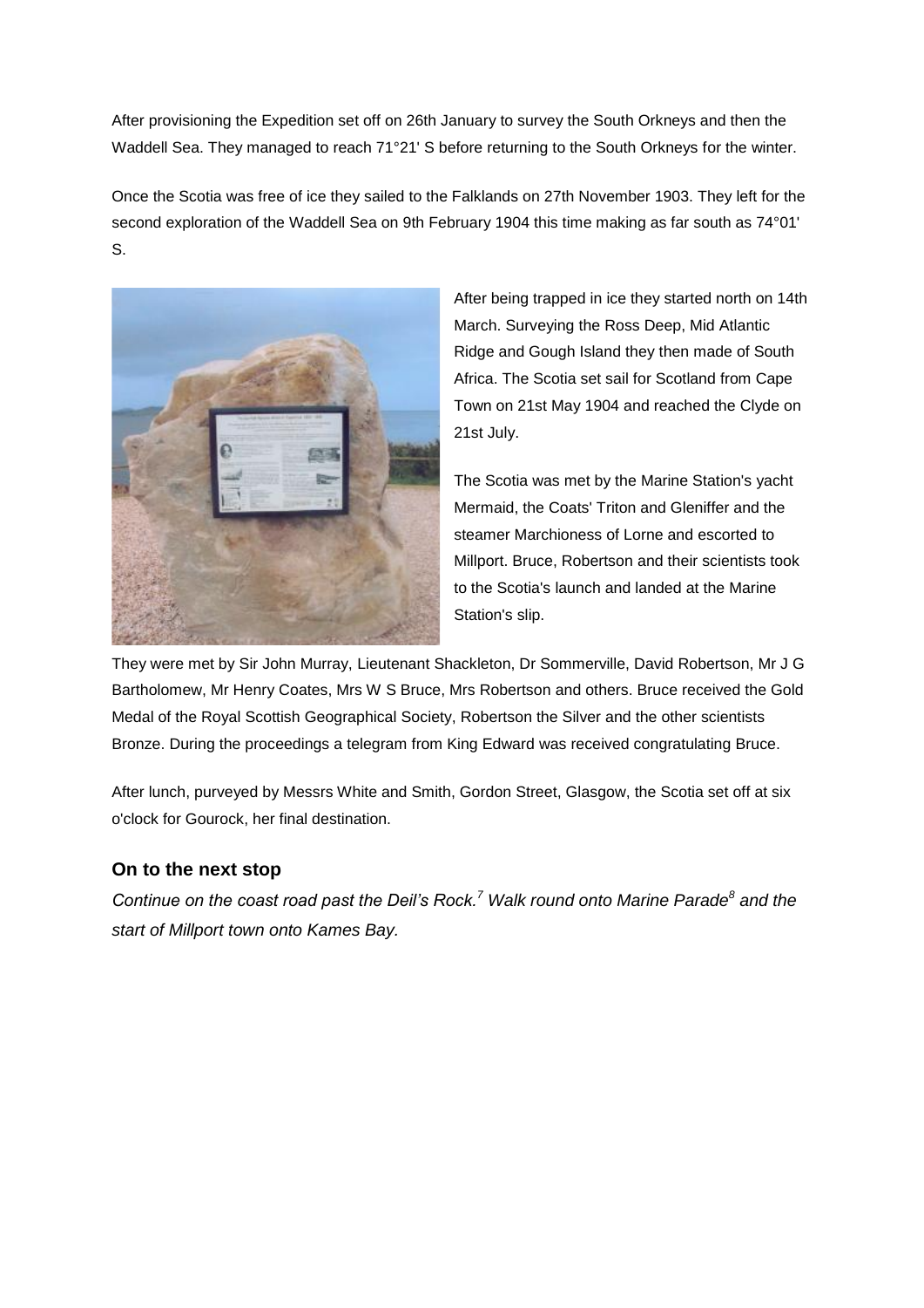After provisioning the Expedition set off on 26th January to survey the South Orkneys and then the Waddell Sea. They managed to reach 71°21' S before returning to the South Orkneys for the winter.

Once the Scotia was free of ice they sailed to the Falklands on 27th November 1903. They left for the second exploration of the Waddell Sea on 9th February 1904 this time making as far south as 74°01' S.

After being trapped in ice they started north on 14th March. Surveying the Ross Deep, Mid Atlantic Ridge and Gough Island they then made of South Africa. The Scotia set sail for Scotland from Cape Town on 21st May 1904 and reached the Clyde on 21st July.

The Scotia was met by the Marine Station's yacht Mermaid, the Coats' Triton and Gleniffer and the steamer Marchioness of Lorne and escorted to Millport. Bruce, Robertson and their scientists took to the Scotia's launch and landed at the Marine Station's slip.

They were met by Sir John Murray, Lieutenant Shackleton, Dr Sommerville, David Robertson, Mr J G Bartholomew, Mr Henry Coates, Mrs W S Bruce, Mrs Robertson and others. Bruce received the Gold Medal of the Royal Scottish Geographical Society, Robertson the Silver and the other scientists Bronze. During the proceedings a telegram from King Edward was received congratulating Bruce.

After lunch, purveyed by Messrs White and Smith, Gordon Street, Glasgow, the Scotia set off at six o'clock for Gourock, her final destination.

### On to the next stop

*Continue on the coast road past the Deil's Rock.[7] Walk round onto Marine Parade[8] and the start of Millport town onto Kames Bay.*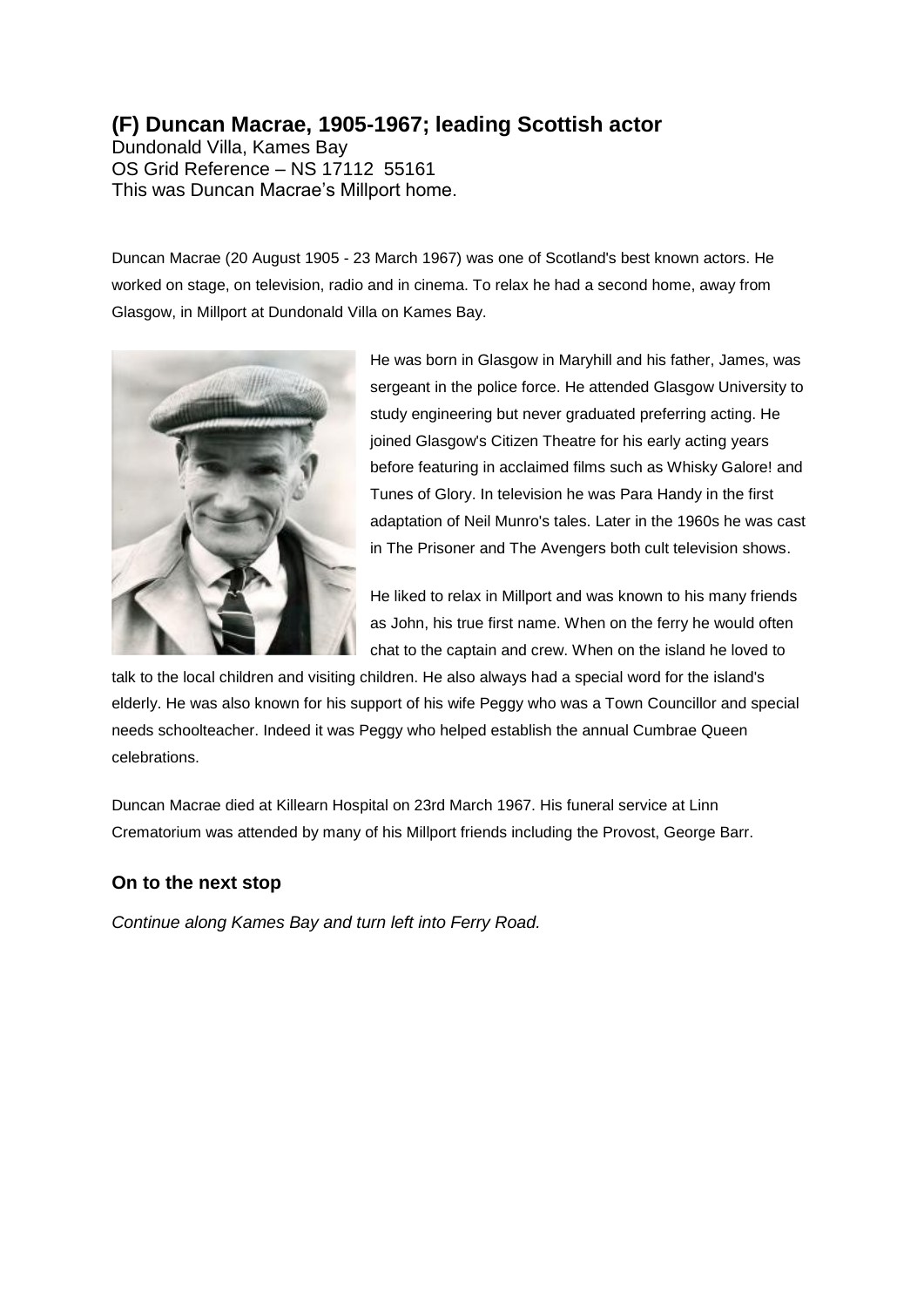## (F) Duncan Macrae, 1905-1967; leading Scottish actor

Dundonald Villa, Kames Bay
OS Grid Reference – NS 17112 55161
This was Duncan Macrae's Millport home.

Duncan Macrae (20 August 1905 - 23 March 1967) was one of Scotland's best known actors. He worked on stage, on television, radio and in cinema. To relax he had a second home, away from Glasgow, in Millport at Dundonald Villa on Kames Bay.

He was born in Glasgow in Maryhill and his father, James, was sergeant in the police force. He attended Glasgow University to study engineering but never graduated preferring acting. He joined Glasgow's Citizen Theatre for his early acting years before featuring in acclaimed films such as Whisky Galore! and Tunes of Glory. In television he was Para Handy in the first adaptation of Neil Munro's tales. Later in the 1960s he was cast in The Prisoner and The Avengers both cult television shows.

He liked to relax in Millport and was known to his many friends as John, his true first name. When on the ferry he would often chat to the captain and crew. When on the island he loved to talk to the local children and visiting children. He also always had a special word for the island's elderly. He was also known for his support of his wife Peggy who was a Town Councillor and special needs schoolteacher. Indeed it was Peggy who helped establish the annual Cumbrae Queen celebrations.

Duncan Macrae died at Killearn Hospital on 23rd March 1967. His funeral service at Linn Crematorium was attended by many of his Millport friends including the Provost, George Barr.

### On to the next stop

*Continue along Kames Bay and turn left into Ferry Road.*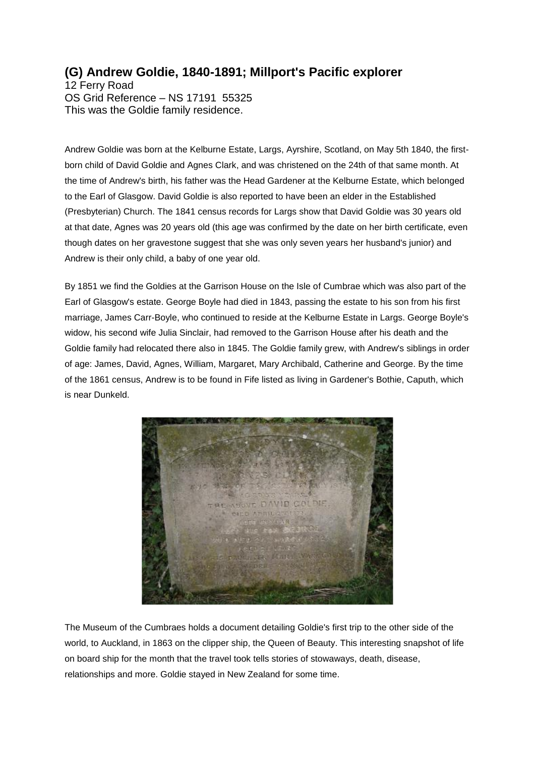## (G) Andrew Goldie, 1840-1891; Millport's Pacific explorer

12 Ferry Road
OS Grid Reference – NS 17191 55325
This was the Goldie family residence.

Andrew Goldie was born at the Kelburne Estate, Largs, Ayrshire, Scotland, on May 5th 1840, the first-born child of David Goldie and Agnes Clark, and was christened on the 24th of that same month. At the time of Andrew's birth, his father was the Head Gardener at the Kelburne Estate, which belonged to the Earl of Glasgow. David Goldie is also reported to have been an elder in the Established (Presbyterian) Church. The 1841 census records for Largs show that David Goldie was 30 years old at that date, Agnes was 20 years old (this age was confirmed by the date on her birth certificate, even though dates on her gravestone suggest that she was only seven years her husband's junior) and Andrew is their only child, a baby of one year old.

By 1851 we find the Goldies at the Garrison House on the Isle of Cumbrae which was also part of the Earl of Glasgow's estate. George Boyle had died in 1843, passing the estate to his son from his first marriage, James Carr-Boyle, who continued to reside at the Kelburne Estate in Largs. George Boyle's widow, his second wife Julia Sinclair, had removed to the Garrison House after his death and the Goldie family had relocated there also in 1845. The Goldie family grew, with Andrew's siblings in order of age: James, David, Agnes, William, Margaret, Mary Archibald, Catherine and George. By the time of the 1861 census, Andrew is to be found in Fife listed as living in Gardener's Bothie, Caputh, which is near Dunkeld.

The Museum of the Cumbraes holds a document detailing Goldie's first trip to the other side of the world, to Auckland, in 1863 on the clipper ship, the Queen of Beauty. This interesting snapshot of life on board ship for the month that the travel took tells stories of stowaways, death, disease, relationships and more. Goldie stayed in New Zealand for some time.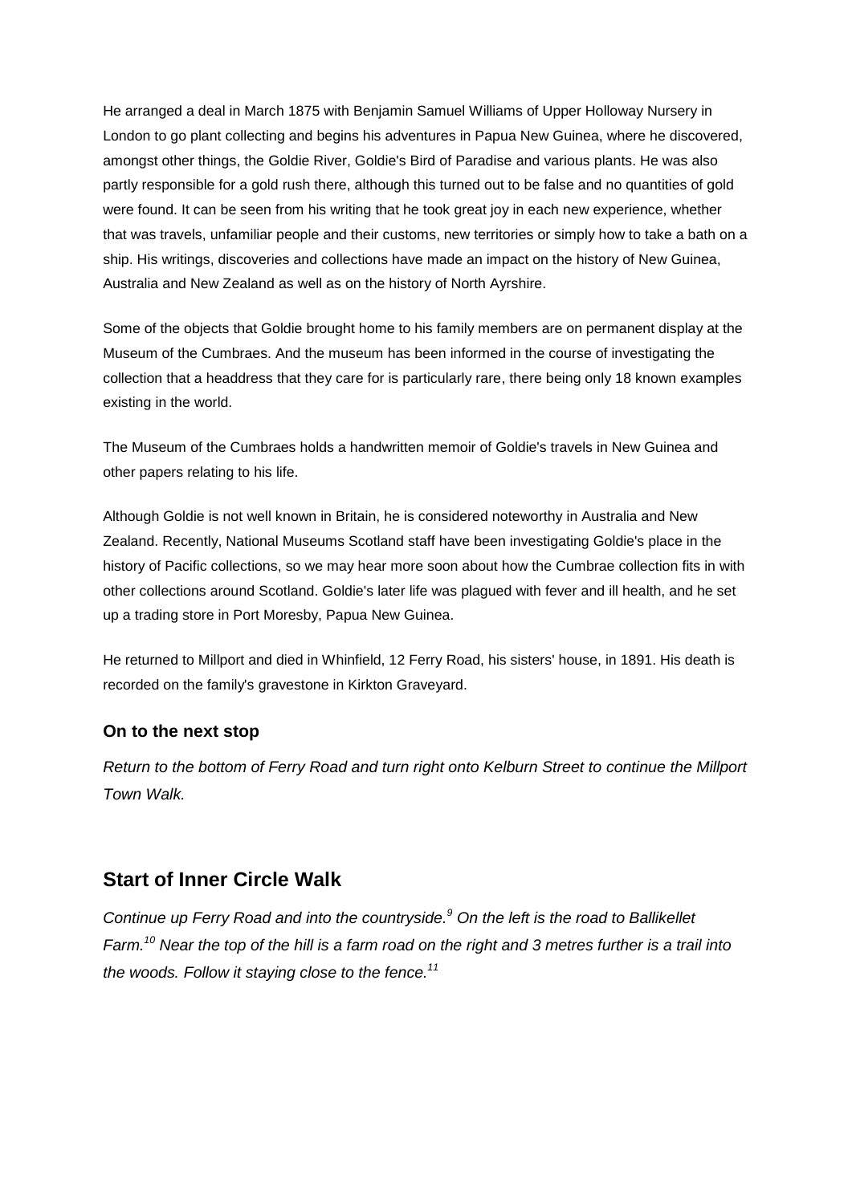He arranged a deal in March 1875 with Benjamin Samuel Williams of Upper Holloway Nursery in London to go plant collecting and begins his adventures in Papua New Guinea, where he discovered, amongst other things, the Goldie River, Goldie's Bird of Paradise and various plants. He was also partly responsible for a gold rush there, although this turned out to be false and no quantities of gold were found. It can be seen from his writing that he took great joy in each new experience, whether that was travels, unfamiliar people and their customs, new territories or simply how to take a bath on a ship. His writings, discoveries and collections have made an impact on the history of New Guinea, Australia and New Zealand as well as on the history of North Ayrshire.

Some of the objects that Goldie brought home to his family members are on permanent display at the Museum of the Cumbraes. And the museum has been informed in the course of investigating the collection that a headdress that they care for is particularly rare, there being only 18 known examples existing in the world.

The Museum of the Cumbraes holds a handwritten memoir of Goldie's travels in New Guinea and other papers relating to his life.

Although Goldie is not well known in Britain, he is considered noteworthy in Australia and New Zealand. Recently, National Museums Scotland staff have been investigating Goldie's place in the history of Pacific collections, so we may hear more soon about how the Cumbrae collection fits in with other collections around Scotland. Goldie's later life was plagued with fever and ill health, and he set up a trading store in Port Moresby, Papua New Guinea.

He returned to Millport and died in Whinfield, 12 Ferry Road, his sisters' house, in 1891. His death is recorded on the family's gravestone in Kirkton Graveyard.

### On to the next stop

*Return to the bottom of Ferry Road and turn right onto Kelburn Street to continue the Millport Town Walk.*

## Start of Inner Circle Walk

*Continue up Ferry Road and into the countryside.[9] On the left is the road to Ballikellet Farm.[10] Near the top of the hill is a farm road on the right and 3 metres further is a trail into the woods. Follow it staying close to the fence.[11]*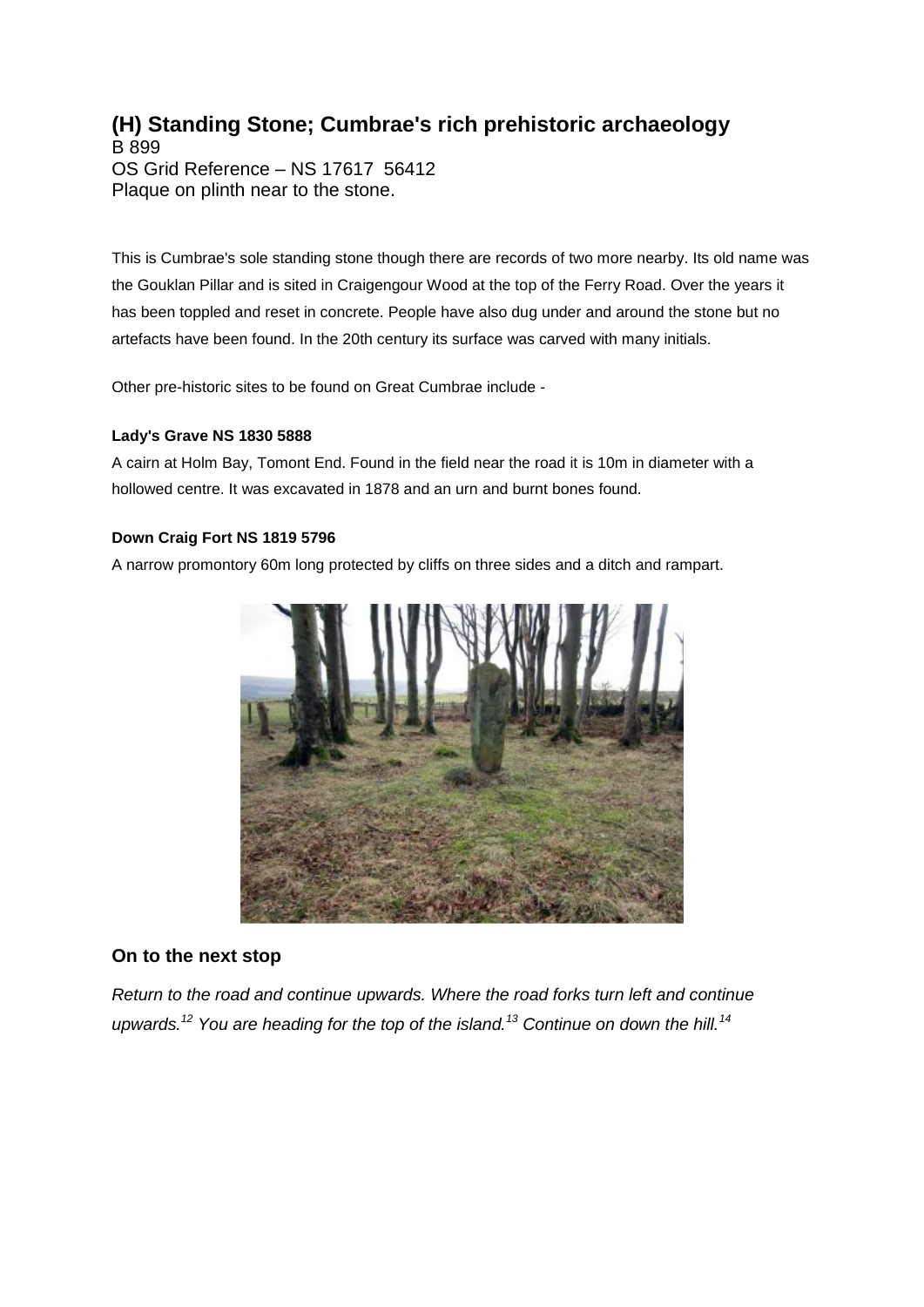## (H) Standing Stone; Cumbrae's rich prehistoric archaeology

B 899
OS Grid Reference – NS 17617 56412
Plaque on plinth near to the stone.

This is Cumbrae's sole standing stone though there are records of two more nearby. Its old name was the Gouklan Pillar and is sited in Craigengour Wood at the top of the Ferry Road. Over the years it has been toppled and reset in concrete. People have also dug under and around the stone but no artefacts have been found. In the 20th century its surface was carved with many initials.

Other pre-historic sites to be found on Great Cumbrae include -

**Lady's Grave NS 1830 5888**

A cairn at Holm Bay, Tomont End. Found in the field near the road it is 10m in diameter with a hollowed centre. It was excavated in 1878 and an urn and burnt bones found.

**Down Craig Fort NS 1819 5796**

A narrow promontory 60m long protected by cliffs on three sides and a ditch and rampart.

### On to the next stop

*Return to the road and continue upwards. Where the road forks turn left and continue upwards.*[12] *You are heading for the top of the island.*[13] *Continue on down the hill.*[14]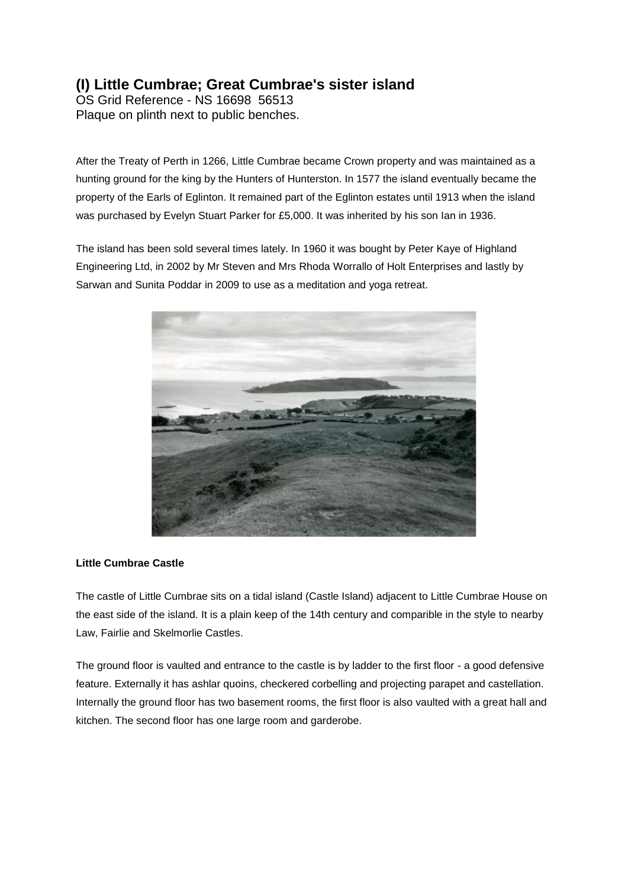## (I) Little Cumbrae; Great Cumbrae's sister island

OS Grid Reference - NS 16698 56513
Plaque on plinth next to public benches.

After the Treaty of Perth in 1266, Little Cumbrae became Crown property and was maintained as a hunting ground for the king by the Hunters of Hunterston. In 1577 the island eventually became the property of the Earls of Eglinton. It remained part of the Eglinton estates until 1913 when the island was purchased by Evelyn Stuart Parker for £5,000. It was inherited by his son Ian in 1936.

The island has been sold several times lately. In 1960 it was bought by Peter Kaye of Highland Engineering Ltd, in 2002 by Mr Steven and Mrs Rhoda Worrallo of Holt Enterprises and lastly by Sarwan and Sunita Poddar in 2009 to use as a meditation and yoga retreat.

**Little Cumbrae Castle**

The castle of Little Cumbrae sits on a tidal island (Castle Island) adjacent to Little Cumbrae House on the east side of the island. It is a plain keep of the 14th century and comparible in the style to nearby Law, Fairlie and Skelmorlie Castles.

The ground floor is vaulted and entrance to the castle is by ladder to the first floor - a good defensive feature. Externally it has ashlar quoins, checkered corbelling and projecting parapet and castellation. Internally the ground floor has two basement rooms, the first floor is also vaulted with a great hall and kitchen. The second floor has one large room and garderobe.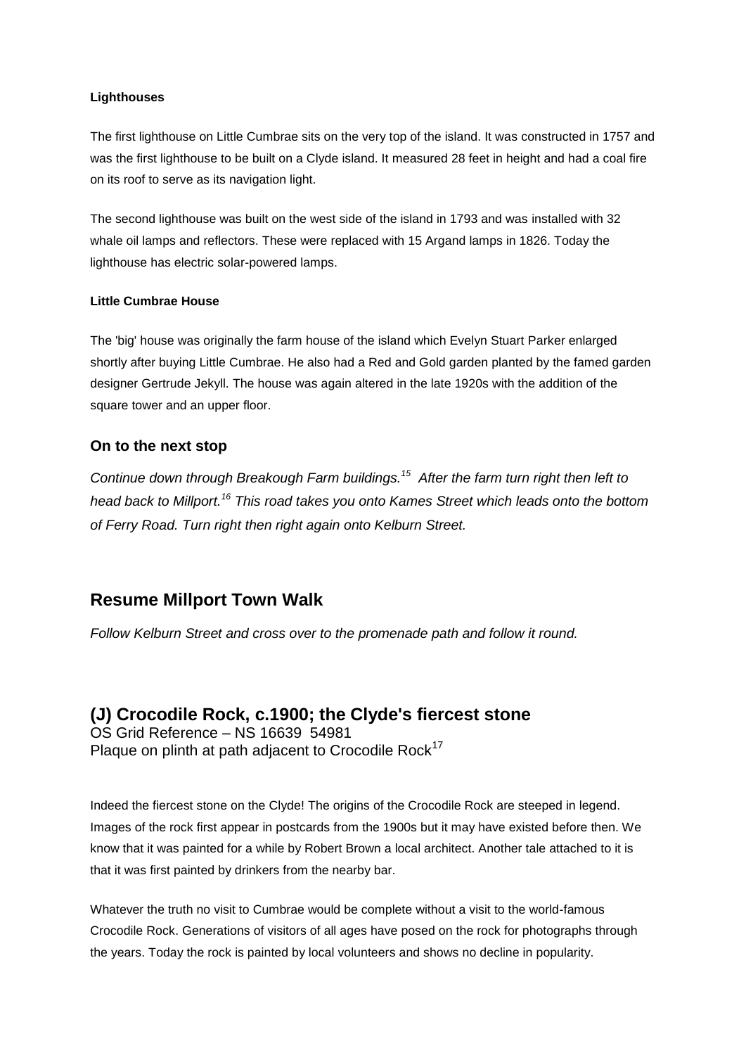#### Lighthouses

The first lighthouse on Little Cumbrae sits on the very top of the island. It was constructed in 1757 and was the first lighthouse to be built on a Clyde island. It measured 28 feet in height and had a coal fire on its roof to serve as its navigation light.

The second lighthouse was built on the west side of the island in 1793 and was installed with 32 whale oil lamps and reflectors. These were replaced with 15 Argand lamps in 1826. Today the lighthouse has electric solar-powered lamps.

#### Little Cumbrae House

The 'big' house was originally the farm house of the island which Evelyn Stuart Parker enlarged shortly after buying Little Cumbrae. He also had a Red and Gold garden planted by the famed garden designer Gertrude Jekyll. The house was again altered in the late 1920s with the addition of the square tower and an upper floor.

### On to the next stop

*Continue down through Breakough Farm buildings.[15] After the farm turn right then left to head back to Millport.[16] This road takes you onto Kames Street which leads onto the bottom of Ferry Road. Turn right then right again onto Kelburn Street.*

## Resume Millport Town Walk

*Follow Kelburn Street and cross over to the promenade path and follow it round.*

## (J) Crocodile Rock, c.1900; the Clyde's fiercest stone

OS Grid Reference – NS 16639 54981
Plaque on plinth at path adjacent to Crocodile Rock[17]

Indeed the fiercest stone on the Clyde! The origins of the Crocodile Rock are steeped in legend. Images of the rock first appear in postcards from the 1900s but it may have existed before then. We know that it was painted for a while by Robert Brown a local architect. Another tale attached to it is that it was first painted by drinkers from the nearby bar.

Whatever the truth no visit to Cumbrae would be complete without a visit to the world-famous Crocodile Rock. Generations of visitors of all ages have posed on the rock for photographs through the years. Today the rock is painted by local volunteers and shows no decline in popularity.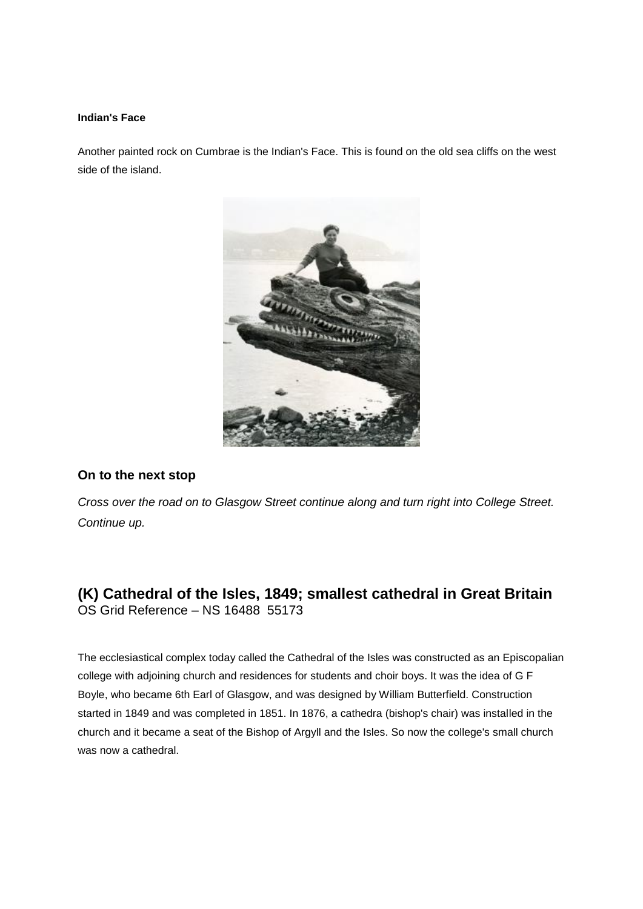**Indian's Face**

Another painted rock on Cumbrae is the Indian's Face. This is found on the old sea cliffs on the west side of the island.

### On to the next stop

*Cross over the road on to Glasgow Street continue along and turn right into College Street. Continue up.*

## (K) Cathedral of the Isles, 1849; smallest cathedral in Great Britain

OS Grid Reference – NS 16488 55173

The ecclesiastical complex today called the Cathedral of the Isles was constructed as an Episcopalian college with adjoining church and residences for students and choir boys. It was the idea of G F Boyle, who became 6th Earl of Glasgow, and was designed by William Butterfield. Construction started in 1849 and was completed in 1851. In 1876, a cathedra (bishop's chair) was installed in the church and it became a seat of the Bishop of Argyll and the Isles. So now the college's small church was now a cathedral.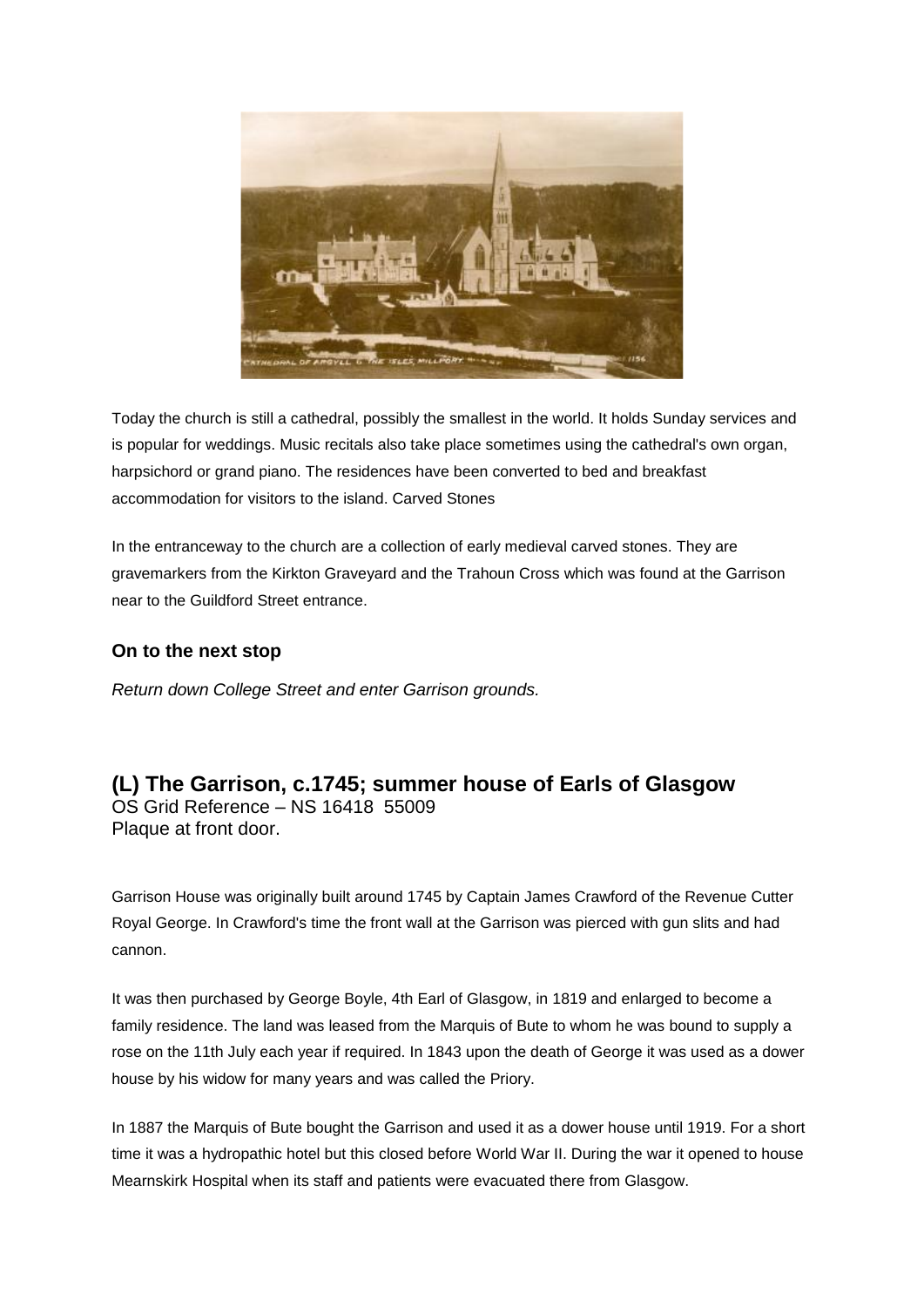Today the church is still a cathedral, possibly the smallest in the world. It holds Sunday services and is popular for weddings. Music recitals also take place sometimes using the cathedral's own organ, harpsichord or grand piano. The residences have been converted to bed and breakfast accommodation for visitors to the island. Carved Stones

In the entranceway to the church are a collection of early medieval carved stones. They are gravemarkers from the Kirkton Graveyard and the Trahoun Cross which was found at the Garrison near to the Guildford Street entrance.

### On to the next stop

*Return down College Street and enter Garrison grounds.*

## (L) The Garrison, c.1745; summer house of Earls of Glasgow

OS Grid Reference – NS 16418 55009
Plaque at front door.

Garrison House was originally built around 1745 by Captain James Crawford of the Revenue Cutter Royal George. In Crawford's time the front wall at the Garrison was pierced with gun slits and had cannon.

It was then purchased by George Boyle, 4th Earl of Glasgow, in 1819 and enlarged to become a family residence. The land was leased from the Marquis of Bute to whom he was bound to supply a rose on the 11th July each year if required. In 1843 upon the death of George it was used as a dower house by his widow for many years and was called the Priory.

In 1887 the Marquis of Bute bought the Garrison and used it as a dower house until 1919. For a short time it was a hydropathic hotel but this closed before World War II. During the war it opened to house Mearnskirk Hospital when its staff and patients were evacuated there from Glasgow.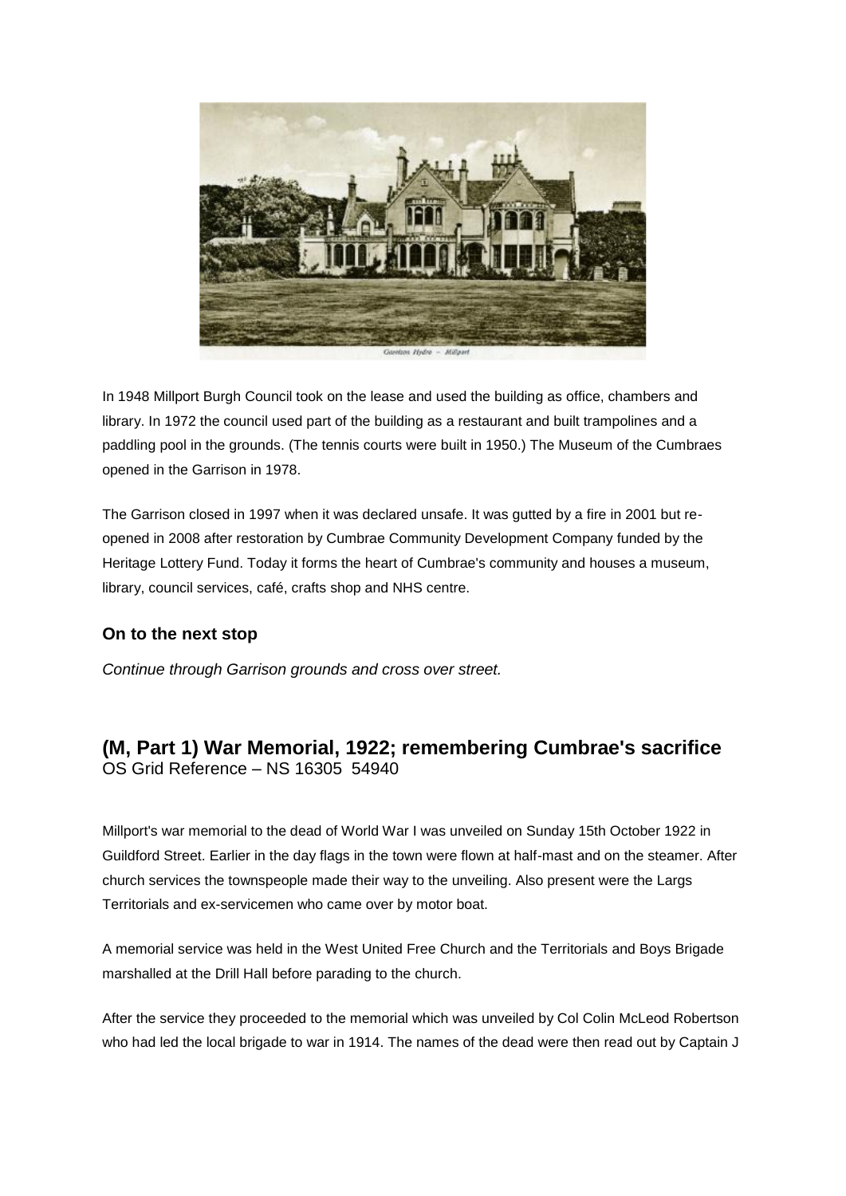Garrison Hydro – Millport

In 1948 Millport Burgh Council took on the lease and used the building as office, chambers and library. In 1972 the council used part of the building as a restaurant and built trampolines and a paddling pool in the grounds. (The tennis courts were built in 1950.) The Museum of the Cumbraes opened in the Garrison in 1978.

The Garrison closed in 1997 when it was declared unsafe. It was gutted by a fire in 2001 but re-opened in 2008 after restoration by Cumbrae Community Development Company funded by the Heritage Lottery Fund. Today it forms the heart of Cumbrae's community and houses a museum, library, council services, café, crafts shop and NHS centre.

### On to the next stop

*Continue through Garrison grounds and cross over street.*

## (M, Part 1) War Memorial, 1922; remembering Cumbrae's sacrifice

OS Grid Reference – NS 16305 54940

Millport's war memorial to the dead of World War I was unveiled on Sunday 15th October 1922 in Guildford Street. Earlier in the day flags in the town were flown at half-mast and on the steamer. After church services the townspeople made their way to the unveiling. Also present were the Largs Territorials and ex-servicemen who came over by motor boat.

A memorial service was held in the West United Free Church and the Territorials and Boys Brigade marshalled at the Drill Hall before parading to the church.

After the service they proceeded to the memorial which was unveiled by Col Colin McLeod Robertson who had led the local brigade to war in 1914. The names of the dead were then read out by Captain J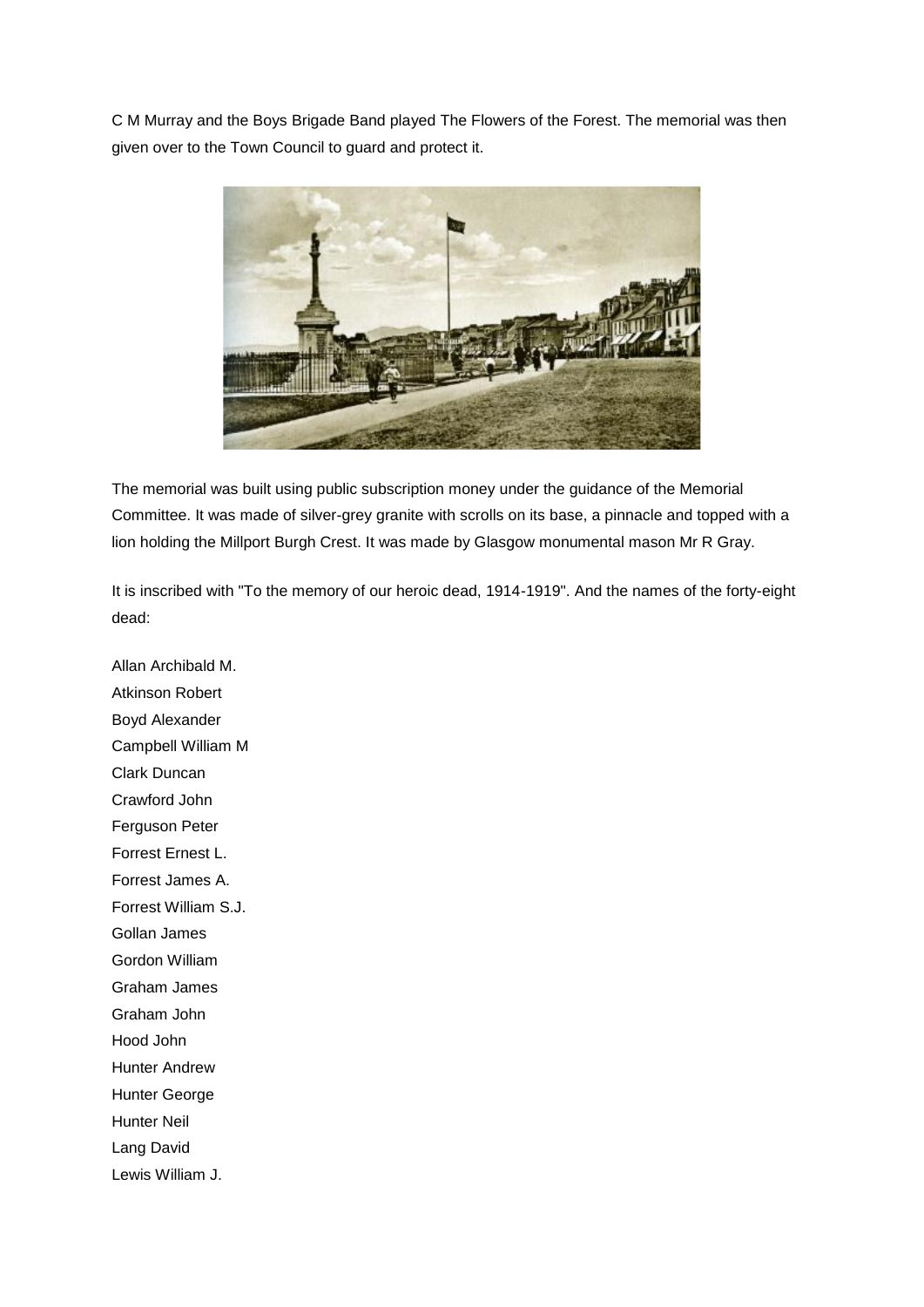C M Murray and the Boys Brigade Band played The Flowers of the Forest. The memorial was then given over to the Town Council to guard and protect it.

The memorial was built using public subscription money under the guidance of the Memorial Committee. It was made of silver-grey granite with scrolls on its base, a pinnacle and topped with a lion holding the Millport Burgh Crest. It was made by Glasgow monumental mason Mr R Gray.

It is inscribed with "To the memory of our heroic dead, 1914-1919". And the names of the forty-eight dead:

Allan Archibald M.  
Atkinson Robert  
Boyd Alexander  
Campbell William M  
Clark Duncan  
Crawford John  
Ferguson Peter  
Forrest Ernest L.  
Forrest James A.  
Forrest William S.J.  
Gollan James  
Gordon William  
Graham James  
Graham John  
Hood John  
Hunter Andrew  
Hunter George  
Hunter Neil  
Lang David  
Lewis William J.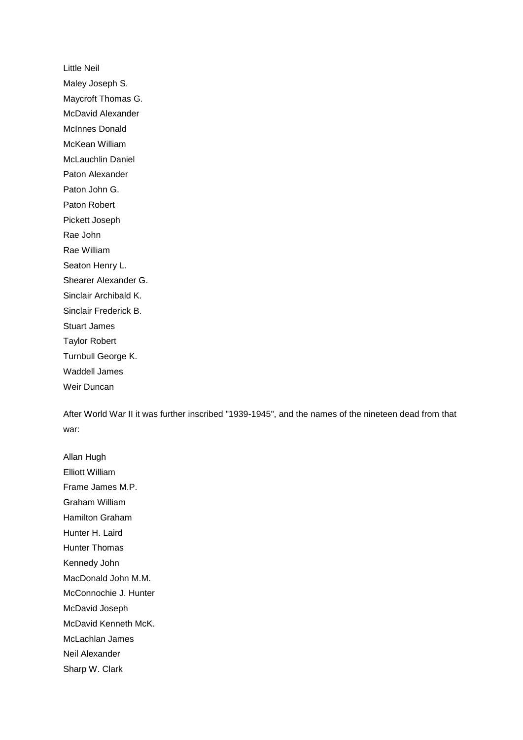Little Neil

Maley Joseph S.

Maycroft Thomas G.

McDavid Alexander

McInnes Donald

McKean William

McLauchlin Daniel

Paton Alexander

Paton John G.

Paton Robert

Pickett Joseph

Rae John

Rae William

Seaton Henry L.

Shearer Alexander G.

Sinclair Archibald K.

Sinclair Frederick B.

Stuart James

Taylor Robert

Turnbull George K.

Waddell James

Weir Duncan

After World War II it was further inscribed "1939-1945", and the names of the nineteen dead from that war:

Allan Hugh

Elliott William

Frame James M.P.

Graham William

Hamilton Graham

Hunter H. Laird

Hunter Thomas

Kennedy John

MacDonald John M.M.

McConnochie J. Hunter

McDavid Joseph

McDavid Kenneth McK.

McLachlan James

Neil Alexander

Sharp W. Clark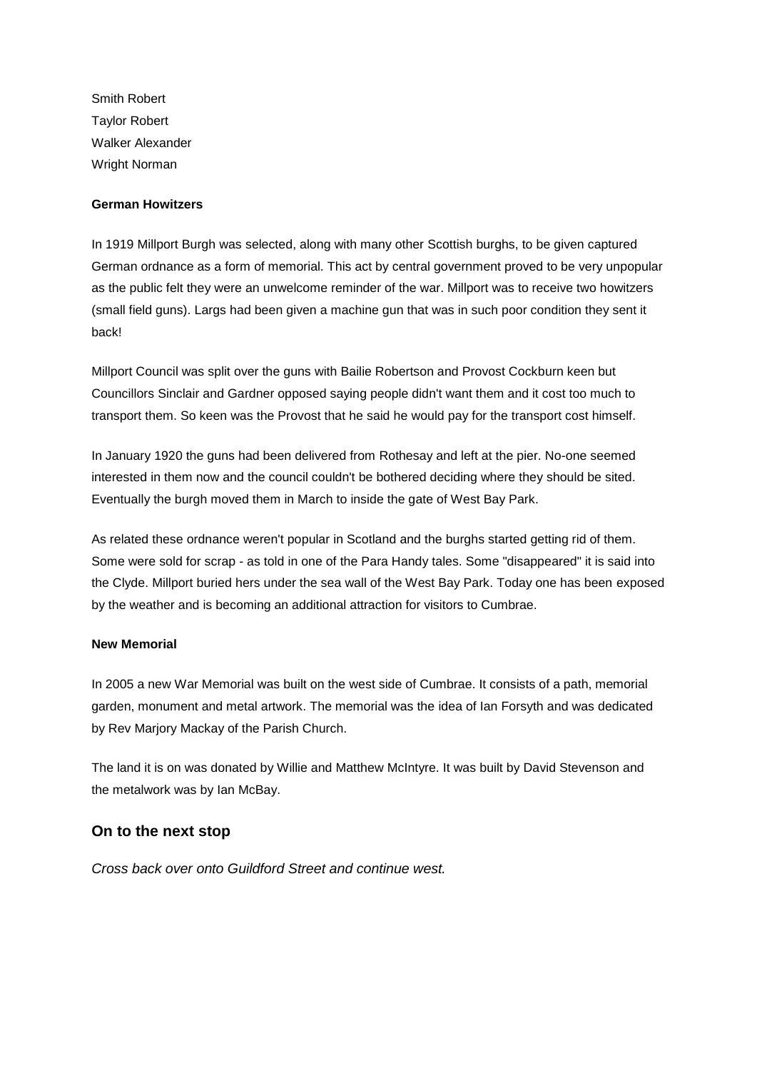Smith Robert  
Taylor Robert  
Walker Alexander  
Wright Norman

**German Howitzers**

In 1919 Millport Burgh was selected, along with many other Scottish burghs, to be given captured German ordnance as a form of memorial. This act by central government proved to be very unpopular as the public felt they were an unwelcome reminder of the war. Millport was to receive two howitzers (small field guns). Largs had been given a machine gun that was in such poor condition they sent it back!

Millport Council was split over the guns with Bailie Robertson and Provost Cockburn keen but Councillors Sinclair and Gardner opposed saying people didn't want them and it cost too much to transport them. So keen was the Provost that he said he would pay for the transport cost himself.

In January 1920 the guns had been delivered from Rothesay and left at the pier. No-one seemed interested in them now and the council couldn't be bothered deciding where they should be sited. Eventually the burgh moved them in March to inside the gate of West Bay Park.

As related these ordnance weren't popular in Scotland and the burghs started getting rid of them. Some were sold for scrap - as told in one of the Para Handy tales. Some "disappeared" it is said into the Clyde. Millport buried hers under the sea wall of the West Bay Park. Today one has been exposed by the weather and is becoming an additional attraction for visitors to Cumbrae.

**New Memorial**

In 2005 a new War Memorial was built on the west side of Cumbrae. It consists of a path, memorial garden, monument and metal artwork. The memorial was the idea of Ian Forsyth and was dedicated by Rev Marjory Mackay of the Parish Church.

The land it is on was donated by Willie and Matthew McIntyre. It was built by David Stevenson and the metalwork was by Ian McBay.

## On to the next stop

*Cross back over onto Guildford Street and continue west.*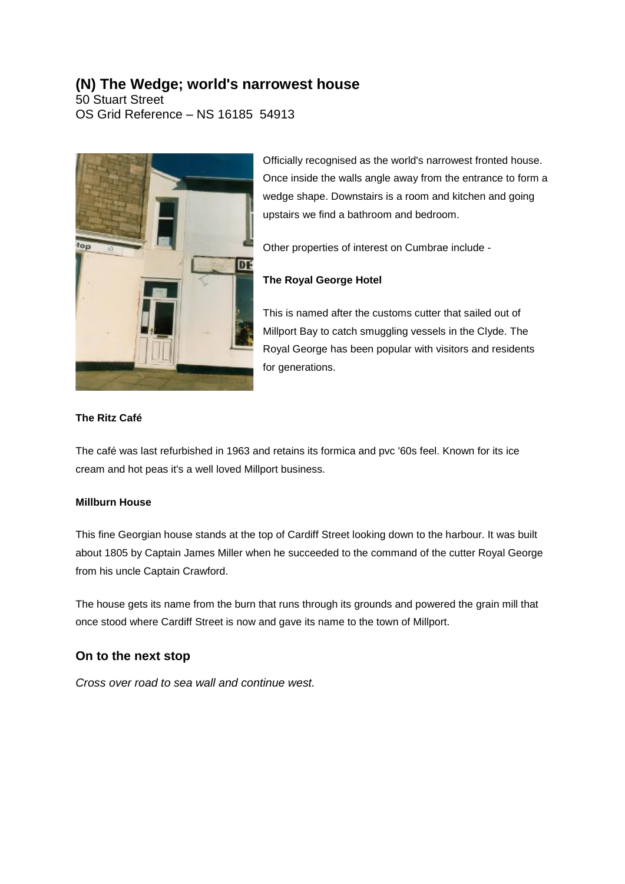## (N) The Wedge; world's narrowest house

50 Stuart Street
OS Grid Reference – NS 16185 54913

Officially recognised as the world's narrowest fronted house. Once inside the walls angle away from the entrance to form a wedge shape. Downstairs is a room and kitchen and going upstairs we find a bathroom and bedroom.

Other properties of interest on Cumbrae include -

**The Royal George Hotel**

This is named after the customs cutter that sailed out of Millport Bay to catch smuggling vessels in the Clyde. The Royal George has been popular with visitors and residents for generations.

**The Ritz Café**

The café was last refurbished in 1963 and retains its formica and pvc '60s feel. Known for its ice cream and hot peas it's a well loved Millport business.

**Millburn House**

This fine Georgian house stands at the top of Cardiff Street looking down to the harbour. It was built about 1805 by Captain James Miller when he succeeded to the command of the cutter Royal George from his uncle Captain Crawford.

The house gets its name from the burn that runs through its grounds and powered the grain mill that once stood where Cardiff Street is now and gave its name to the town of Millport.

### On to the next stop

*Cross over road to sea wall and continue west.*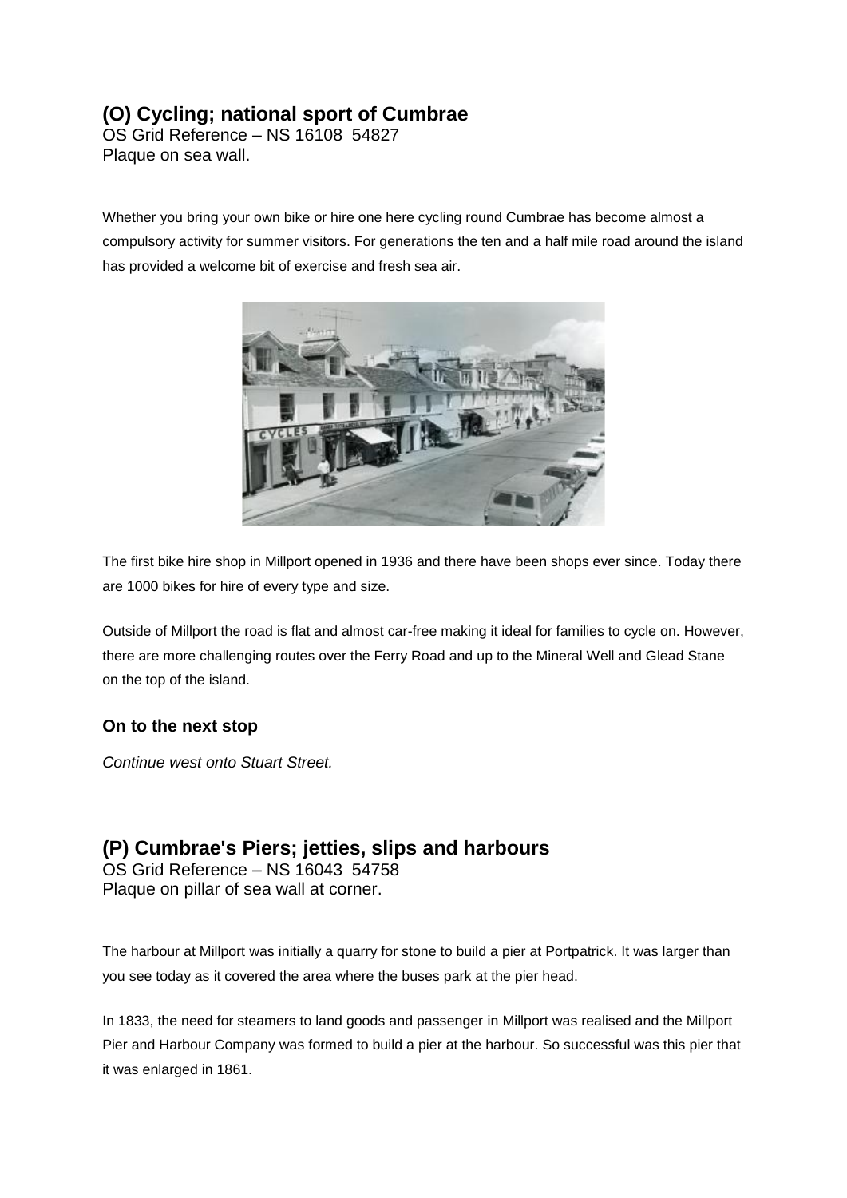## (O) Cycling; national sport of Cumbrae

OS Grid Reference – NS 16108 54827
Plaque on sea wall.

Whether you bring your own bike or hire one here cycling round Cumbrae has become almost a compulsory activity for summer visitors. For generations the ten and a half mile road around the island has provided a welcome bit of exercise and fresh sea air.

The first bike hire shop in Millport opened in 1936 and there have been shops ever since. Today there are 1000 bikes for hire of every type and size.

Outside of Millport the road is flat and almost car-free making it ideal for families to cycle on. However, there are more challenging routes over the Ferry Road and up to the Mineral Well and Glead Stane on the top of the island.

### On to the next stop

*Continue west onto Stuart Street.*

## (P) Cumbrae's Piers; jetties, slips and harbours

OS Grid Reference – NS 16043 54758
Plaque on pillar of sea wall at corner.

The harbour at Millport was initially a quarry for stone to build a pier at Portpatrick. It was larger than you see today as it covered the area where the buses park at the pier head.

In 1833, the need for steamers to land goods and passenger in Millport was realised and the Millport Pier and Harbour Company was formed to build a pier at the harbour. So successful was this pier that it was enlarged in 1861.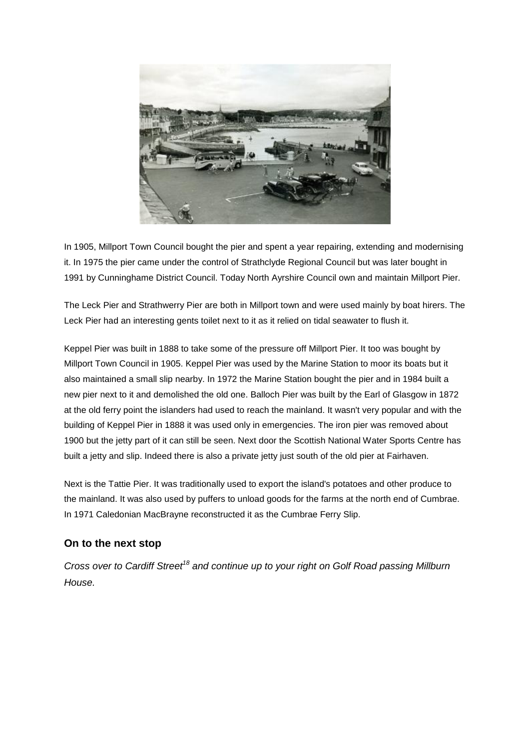In 1905, Millport Town Council bought the pier and spent a year repairing, extending and modernising it. In 1975 the pier came under the control of Strathclyde Regional Council but was later bought in 1991 by Cunninghame District Council. Today North Ayrshire Council own and maintain Millport Pier.

The Leck Pier and Strathwerry Pier are both in Millport town and were used mainly by boat hirers. The Leck Pier had an interesting gents toilet next to it as it relied on tidal seawater to flush it.

Keppel Pier was built in 1888 to take some of the pressure off Millport Pier. It too was bought by Millport Town Council in 1905. Keppel Pier was used by the Marine Station to moor its boats but it also maintained a small slip nearby. In 1972 the Marine Station bought the pier and in 1984 built a new pier next to it and demolished the old one. Balloch Pier was built by the Earl of Glasgow in 1872 at the old ferry point the islanders had used to reach the mainland. It wasn't very popular and with the building of Keppel Pier in 1888 it was used only in emergencies. The iron pier was removed about 1900 but the jetty part of it can still be seen. Next door the Scottish National Water Sports Centre has built a jetty and slip. Indeed there is also a private jetty just south of the old pier at Fairhaven.

Next is the Tattie Pier. It was traditionally used to export the island's potatoes and other produce to the mainland. It was also used by puffers to unload goods for the farms at the north end of Cumbrae. In 1971 Caledonian MacBrayne reconstructed it as the Cumbrae Ferry Slip.

### On to the next stop

*Cross over to Cardiff Street[18] and continue up to your right on Golf Road passing Millburn House.*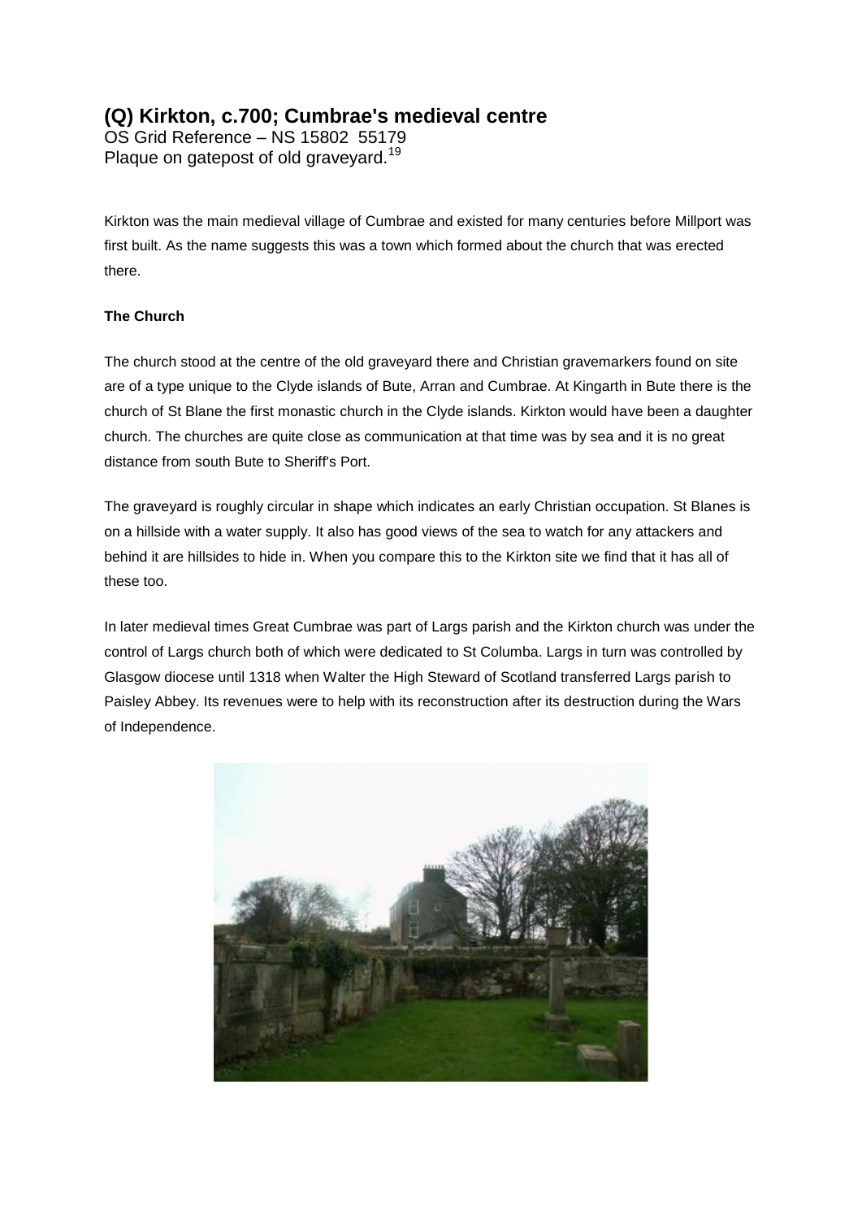# (Q) Kirkton, c.700; Cumbrae's medieval centre

OS Grid Reference – NS 15802 55179
Plaque on gatepost of old graveyard.[19]

Kirkton was the main medieval village of Cumbrae and existed for many centuries before Millport was first built. As the name suggests this was a town which formed about the church that was erected there.

**The Church**

The church stood at the centre of the old graveyard there and Christian gravemarkers found on site are of a type unique to the Clyde islands of Bute, Arran and Cumbrae. At Kingarth in Bute there is the church of St Blane the first monastic church in the Clyde islands. Kirkton would have been a daughter church. The churches are quite close as communication at that time was by sea and it is no great distance from south Bute to Sheriff's Port.

The graveyard is roughly circular in shape which indicates an early Christian occupation. St Blanes is on a hillside with a water supply. It also has good views of the sea to watch for any attackers and behind it are hillsides to hide in. When you compare this to the Kirkton site we find that it has all of these too.

In later medieval times Great Cumbrae was part of Largs parish and the Kirkton church was under the control of Largs church both of which were dedicated to St Columba. Largs in turn was controlled by Glasgow diocese until 1318 when Walter the High Steward of Scotland transferred Largs parish to Paisley Abbey. Its revenues were to help with its reconstruction after its destruction during the Wars of Independence.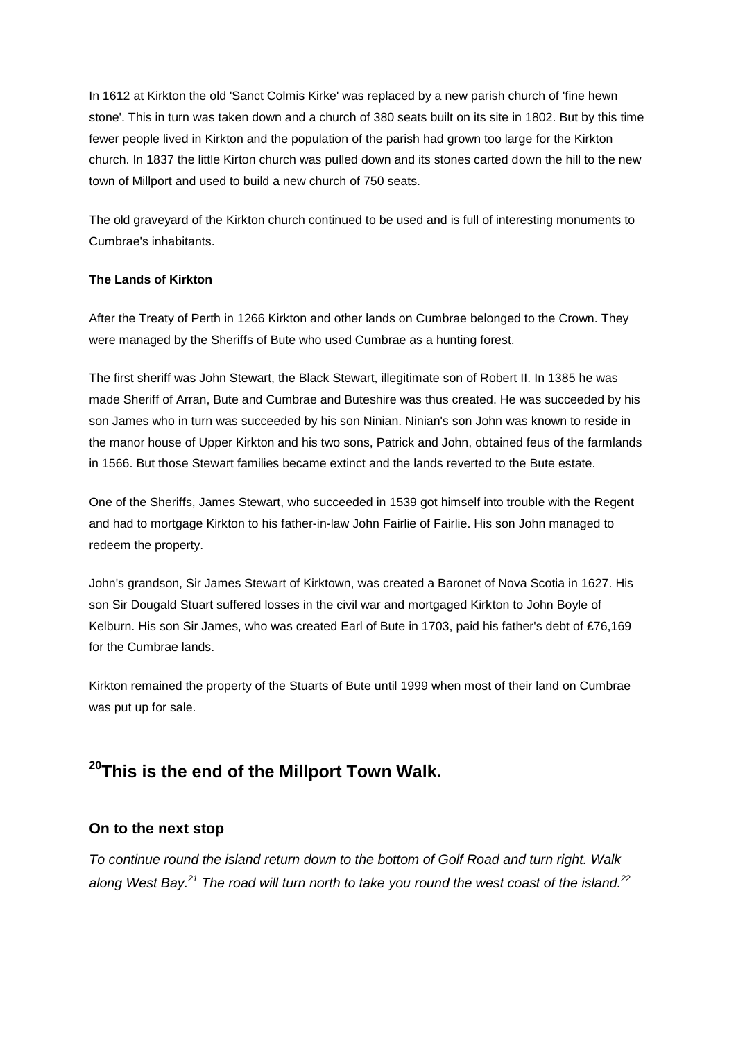In 1612 at Kirkton the old 'Sanct Colmis Kirke' was replaced by a new parish church of 'fine hewn stone'. This in turn was taken down and a church of 380 seats built on its site in 1802. But by this time fewer people lived in Kirkton and the population of the parish had grown too large for the Kirkton church. In 1837 the little Kirton church was pulled down and its stones carted down the hill to the new town of Millport and used to build a new church of 750 seats.

The old graveyard of the Kirkton church continued to be used and is full of interesting monuments to Cumbrae's inhabitants.

**The Lands of Kirkton**

After the Treaty of Perth in 1266 Kirkton and other lands on Cumbrae belonged to the Crown. They were managed by the Sheriffs of Bute who used Cumbrae as a hunting forest.

The first sheriff was John Stewart, the Black Stewart, illegitimate son of Robert II. In 1385 he was made Sheriff of Arran, Bute and Cumbrae and Buteshire was thus created. He was succeeded by his son James who in turn was succeeded by his son Ninian. Ninian's son John was known to reside in the manor house of Upper Kirkton and his two sons, Patrick and John, obtained feus of the farmlands in 1566. But those Stewart families became extinct and the lands reverted to the Bute estate.

One of the Sheriffs, James Stewart, who succeeded in 1539 got himself into trouble with the Regent and had to mortgage Kirkton to his father-in-law John Fairlie of Fairlie. His son John managed to redeem the property.

John's grandson, Sir James Stewart of Kirktown, was created a Baronet of Nova Scotia in 1627. His son Sir Dougald Stuart suffered losses in the civil war and mortgaged Kirkton to John Boyle of Kelburn. His son Sir James, who was created Earl of Bute in 1703, paid his father's debt of £76,169 for the Cumbrae lands.

Kirkton remained the property of the Stuarts of Bute until 1999 when most of their land on Cumbrae was put up for sale.

## [20]This is the end of the Millport Town Walk.

### On to the next stop

*To continue round the island return down to the bottom of Golf Road and turn right. Walk along West Bay.[21] The road will turn north to take you round the west coast of the island.[22]*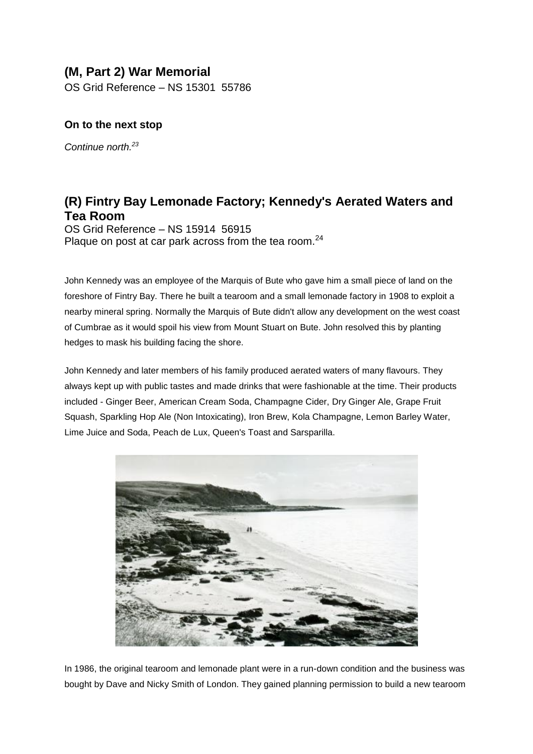## (M, Part 2) War Memorial

OS Grid Reference – NS 15301 55786

**On to the next stop**

*Continue north.*[23]

## (R) Fintry Bay Lemonade Factory; Kennedy's Aerated Waters and Tea Room

OS Grid Reference – NS 15914 56915
Plaque on post at car park across from the tea room.[24]

John Kennedy was an employee of the Marquis of Bute who gave him a small piece of land on the foreshore of Fintry Bay. There he built a tearoom and a small lemonade factory in 1908 to exploit a nearby mineral spring. Normally the Marquis of Bute didn't allow any development on the west coast of Cumbrae as it would spoil his view from Mount Stuart on Bute. John resolved this by planting hedges to mask his building facing the shore.

John Kennedy and later members of his family produced aerated waters of many flavours. They always kept up with public tastes and made drinks that were fashionable at the time. Their products included - Ginger Beer, American Cream Soda, Champagne Cider, Dry Ginger Ale, Grape Fruit Squash, Sparkling Hop Ale (Non Intoxicating), Iron Brew, Kola Champagne, Lemon Barley Water, Lime Juice and Soda, Peach de Lux, Queen's Toast and Sarsparilla.

In 1986, the original tearoom and lemonade plant were in a run-down condition and the business was bought by Dave and Nicky Smith of London. They gained planning permission to build a new tearoom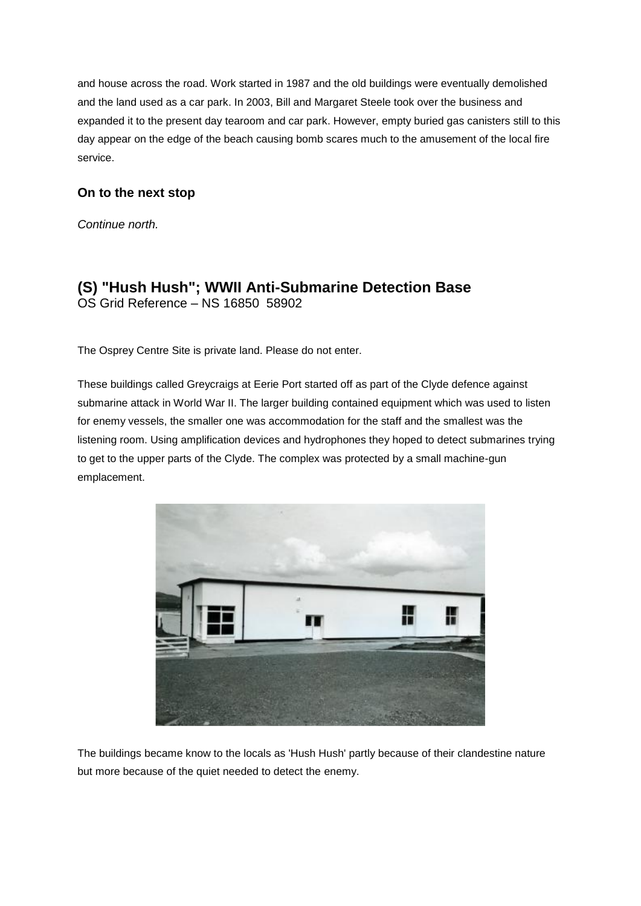and house across the road. Work started in 1987 and the old buildings were eventually demolished and the land used as a car park. In 2003, Bill and Margaret Steele took over the business and expanded it to the present day tearoom and car park. However, empty buried gas canisters still to this day appear on the edge of the beach causing bomb scares much to the amusement of the local fire service.

### On to the next stop

*Continue north.*

## (S) "Hush Hush"; WWII Anti-Submarine Detection Base

OS Grid Reference – NS 16850 58902

The Osprey Centre Site is private land. Please do not enter.

These buildings called Greycraigs at Eerie Port started off as part of the Clyde defence against submarine attack in World War II. The larger building contained equipment which was used to listen for enemy vessels, the smaller one was accommodation for the staff and the smallest was the listening room. Using amplification devices and hydrophones they hoped to detect submarines trying to get to the upper parts of the Clyde. The complex was protected by a small machine-gun emplacement.

The buildings became know to the locals as 'Hush Hush' partly because of their clandestine nature but more because of the quiet needed to detect the enemy.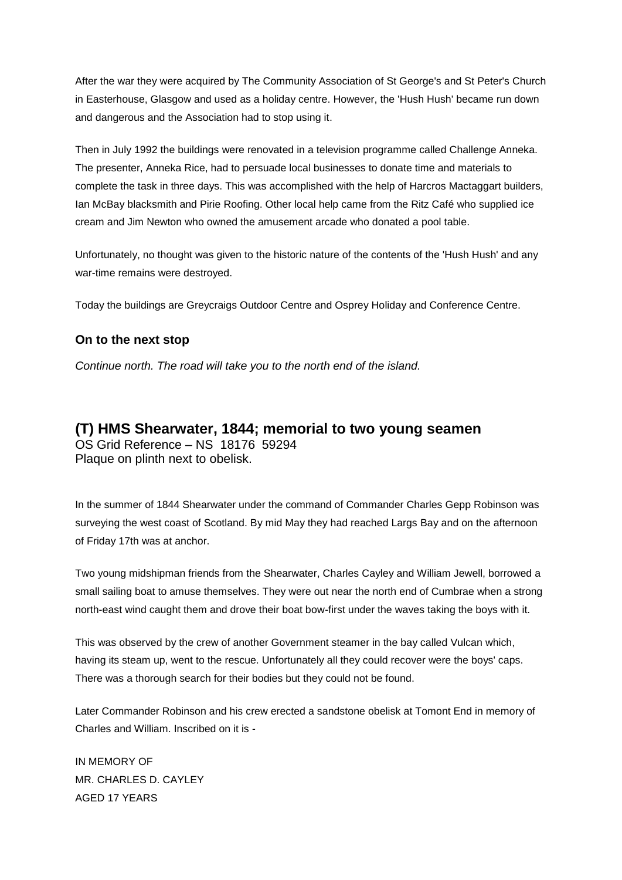After the war they were acquired by The Community Association of St George's and St Peter's Church in Easterhouse, Glasgow and used as a holiday centre. However, the 'Hush Hush' became run down and dangerous and the Association had to stop using it.

Then in July 1992 the buildings were renovated in a television programme called Challenge Anneka. The presenter, Anneka Rice, had to persuade local businesses to donate time and materials to complete the task in three days. This was accomplished with the help of Harcros Mactaggart builders, Ian McBay blacksmith and Pirie Roofing. Other local help came from the Ritz Café who supplied ice cream and Jim Newton who owned the amusement arcade who donated a pool table.

Unfortunately, no thought was given to the historic nature of the contents of the 'Hush Hush' and any war-time remains were destroyed.

Today the buildings are Greycraigs Outdoor Centre and Osprey Holiday and Conference Centre.

### On to the next stop

*Continue north. The road will take you to the north end of the island.*

## (T) HMS Shearwater, 1844; memorial to two young seamen

OS Grid Reference – NS 18176 59294
Plaque on plinth next to obelisk.

In the summer of 1844 Shearwater under the command of Commander Charles Gepp Robinson was surveying the west coast of Scotland. By mid May they had reached Largs Bay and on the afternoon of Friday 17th was at anchor.

Two young midshipman friends from the Shearwater, Charles Cayley and William Jewell, borrowed a small sailing boat to amuse themselves. They were out near the north end of Cumbrae when a strong north-east wind caught them and drove their boat bow-first under the waves taking the boys with it.

This was observed by the crew of another Government steamer in the bay called Vulcan which, having its steam up, went to the rescue. Unfortunately all they could recover were the boys' caps. There was a thorough search for their bodies but they could not be found.

Later Commander Robinson and his crew erected a sandstone obelisk at Tomont End in memory of Charles and William. Inscribed on it is -

IN MEMORY OF
MR. CHARLES D. CAYLEY
AGED 17 YEARS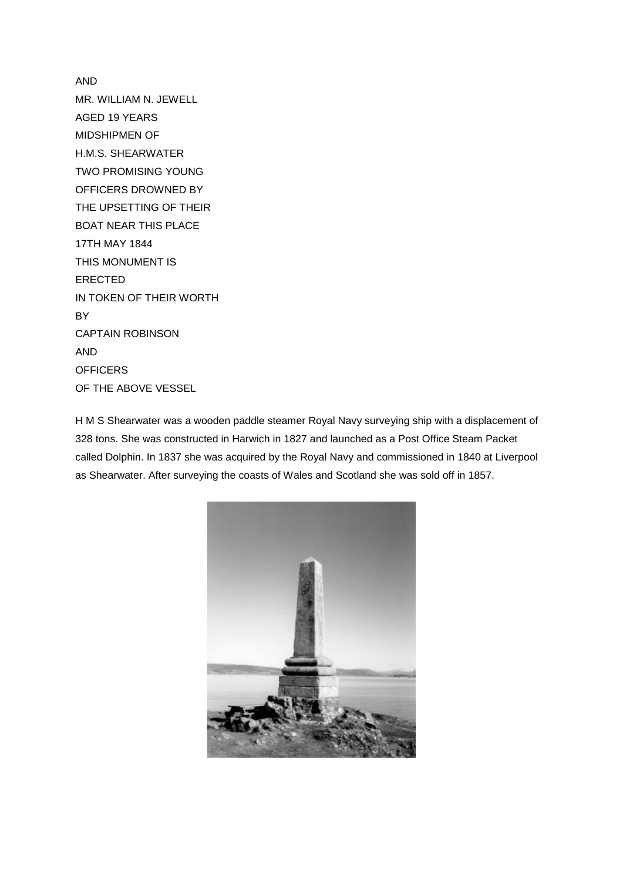AND
MR. WILLIAM N. JEWELL
AGED 19 YEARS
MIDSHIPMEN OF
H.M.S. SHEARWATER
TWO PROMISING YOUNG
OFFICERS DROWNED BY
THE UPSETTING OF THEIR
BOAT NEAR THIS PLACE
17TH MAY 1844
THIS MONUMENT IS
ERECTED
IN TOKEN OF THEIR WORTH
BY
CAPTAIN ROBINSON
AND
OFFICERS
OF THE ABOVE VESSEL

H M S Shearwater was a wooden paddle steamer Royal Navy surveying ship with a displacement of 328 tons. She was constructed in Harwich in 1827 and launched as a Post Office Steam Packet called Dolphin. In 1837 she was acquired by the Royal Navy and commissioned in 1840 at Liverpool as Shearwater. After surveying the coasts of Wales and Scotland she was sold off in 1857.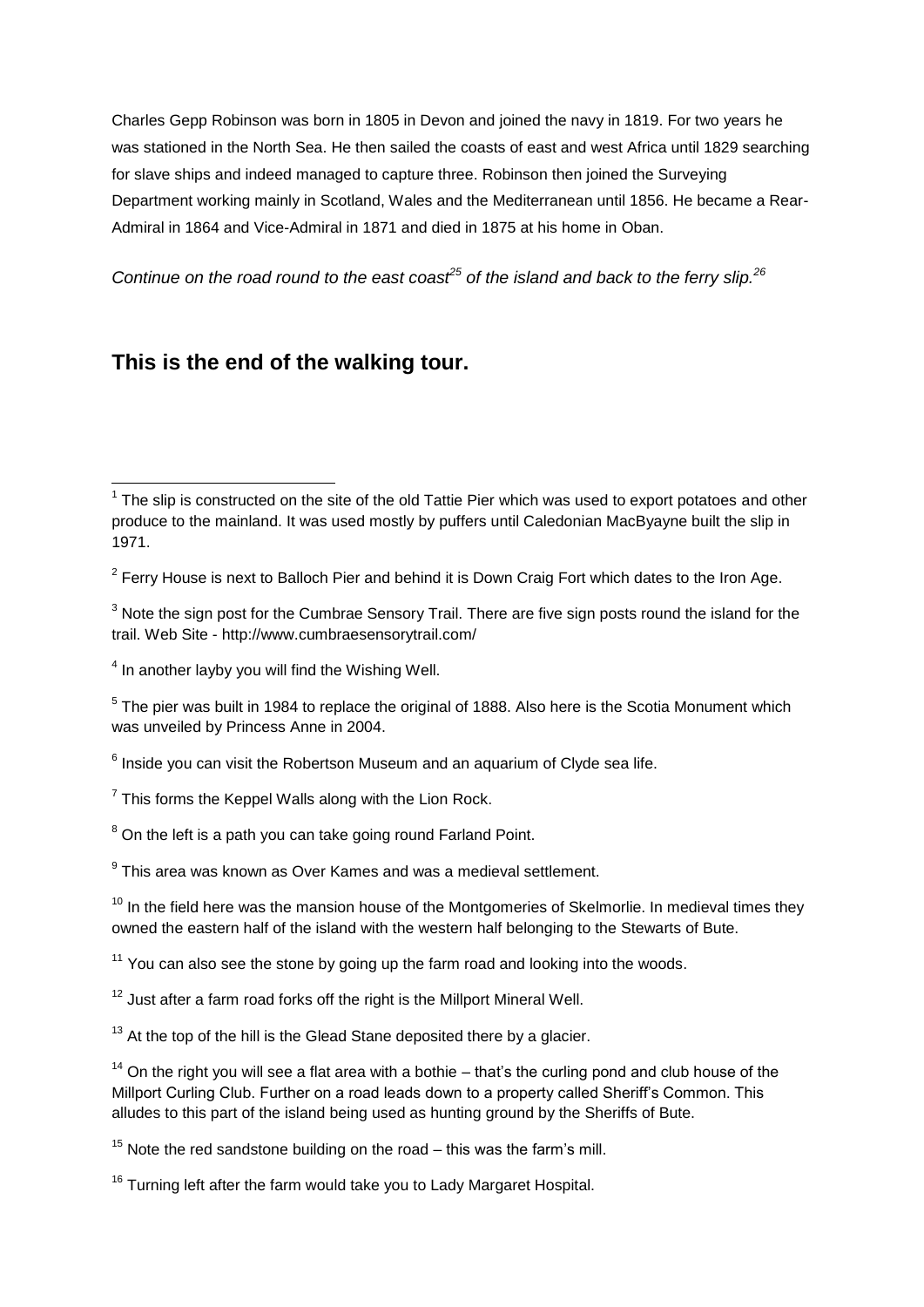Charles Gepp Robinson was born in 1805 in Devon and joined the navy in 1819. For two years he was stationed in the North Sea. He then sailed the coasts of east and west Africa until 1829 searching for slave ships and indeed managed to capture three. Robinson then joined the Surveying Department working mainly in Scotland, Wales and the Mediterranean until 1856. He became a Rear-Admiral in 1864 and Vice-Admiral in 1871 and died in 1875 at his home in Oban.

*Continue on the road round to the east coast[25] of the island and back to the ferry slip.[26]*

## This is the end of the walking tour.

---

[1] The slip is constructed on the site of the old Tattie Pier which was used to export potatoes and other produce to the mainland. It was used mostly by puffers until Caledonian MacByayne built the slip in 1971.

[2] Ferry House is next to Balloch Pier and behind it is Down Craig Fort which dates to the Iron Age.

[3] Note the sign post for the Cumbrae Sensory Trail. There are five sign posts round the island for the trail. Web Site - http://www.cumbraesensorytrail.com/

[4] In another layby you will find the Wishing Well.

[5] The pier was built in 1984 to replace the original of 1888. Also here is the Scotia Monument which was unveiled by Princess Anne in 2004.

[6] Inside you can visit the Robertson Museum and an aquarium of Clyde sea life.

[7] This forms the Keppel Walls along with the Lion Rock.

[8] On the left is a path you can take going round Farland Point.

[9] This area was known as Over Kames and was a medieval settlement.

[10] In the field here was the mansion house of the Montgomeries of Skelmorlie. In medieval times they owned the eastern half of the island with the western half belonging to the Stewarts of Bute.

[11] You can also see the stone by going up the farm road and looking into the woods.

[12] Just after a farm road forks off the right is the Millport Mineral Well.

[13] At the top of the hill is the Glead Stane deposited there by a glacier.

[14] On the right you will see a flat area with a bothie – that's the curling pond and club house of the Millport Curling Club. Further on a road leads down to a property called Sheriff's Common. This alludes to this part of the island being used as hunting ground by the Sheriffs of Bute.

[15] Note the red sandstone building on the road – this was the farm's mill.

[16] Turning left after the farm would take you to Lady Margaret Hospital.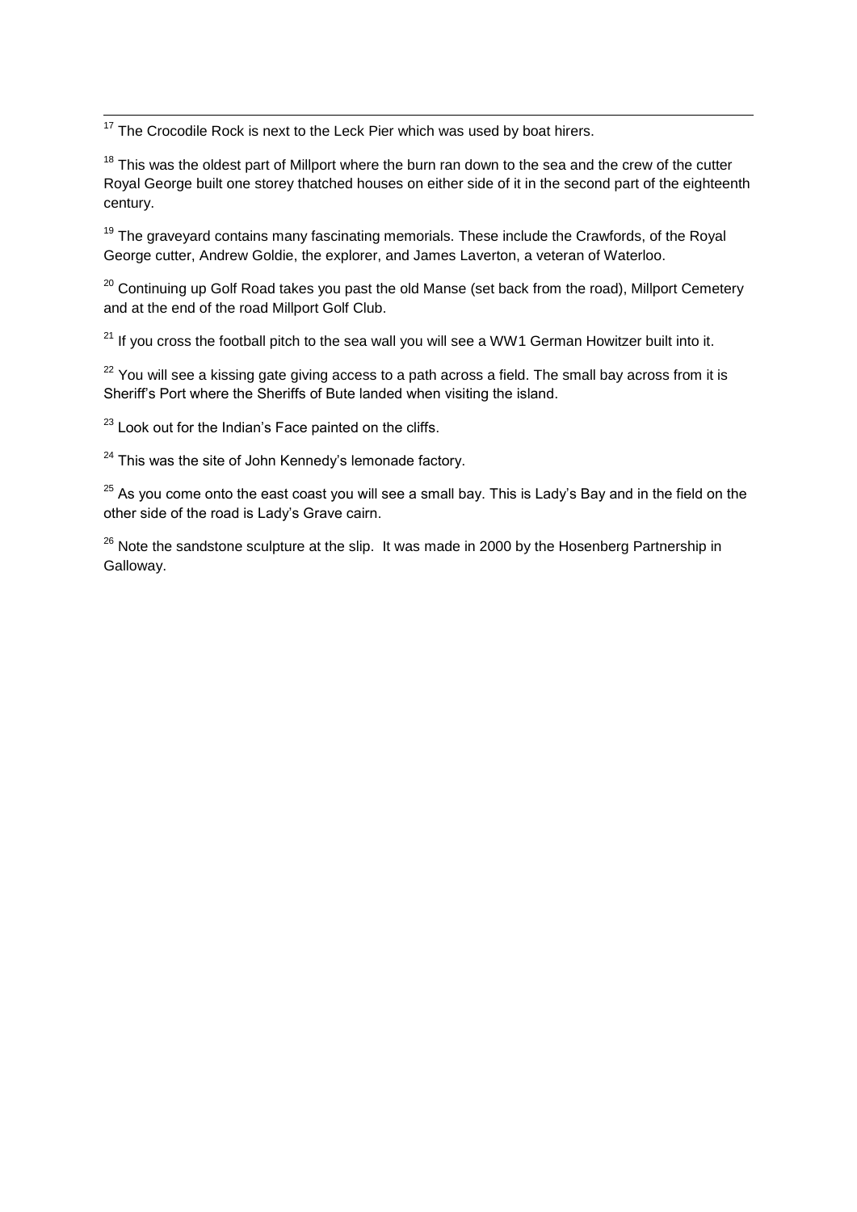[17] The Crocodile Rock is next to the Leck Pier which was used by boat hirers.

[18] This was the oldest part of Millport where the burn ran down to the sea and the crew of the cutter Royal George built one storey thatched houses on either side of it in the second part of the eighteenth century.

[19] The graveyard contains many fascinating memorials. These include the Crawfords, of the Royal George cutter, Andrew Goldie, the explorer, and James Laverton, a veteran of Waterloo.

[20] Continuing up Golf Road takes you past the old Manse (set back from the road), Millport Cemetery and at the end of the road Millport Golf Club.

[21] If you cross the football pitch to the sea wall you will see a WW1 German Howitzer built into it.

[22] You will see a kissing gate giving access to a path across a field. The small bay across from it is Sheriff's Port where the Sheriffs of Bute landed when visiting the island.

[23] Look out for the Indian's Face painted on the cliffs.

[24] This was the site of John Kennedy's lemonade factory.

[25] As you come onto the east coast you will see a small bay. This is Lady's Bay and in the field on the other side of the road is Lady's Grave cairn.

[26] Note the sandstone sculpture at the slip. It was made in 2000 by the Hosenberg Partnership in Galloway.